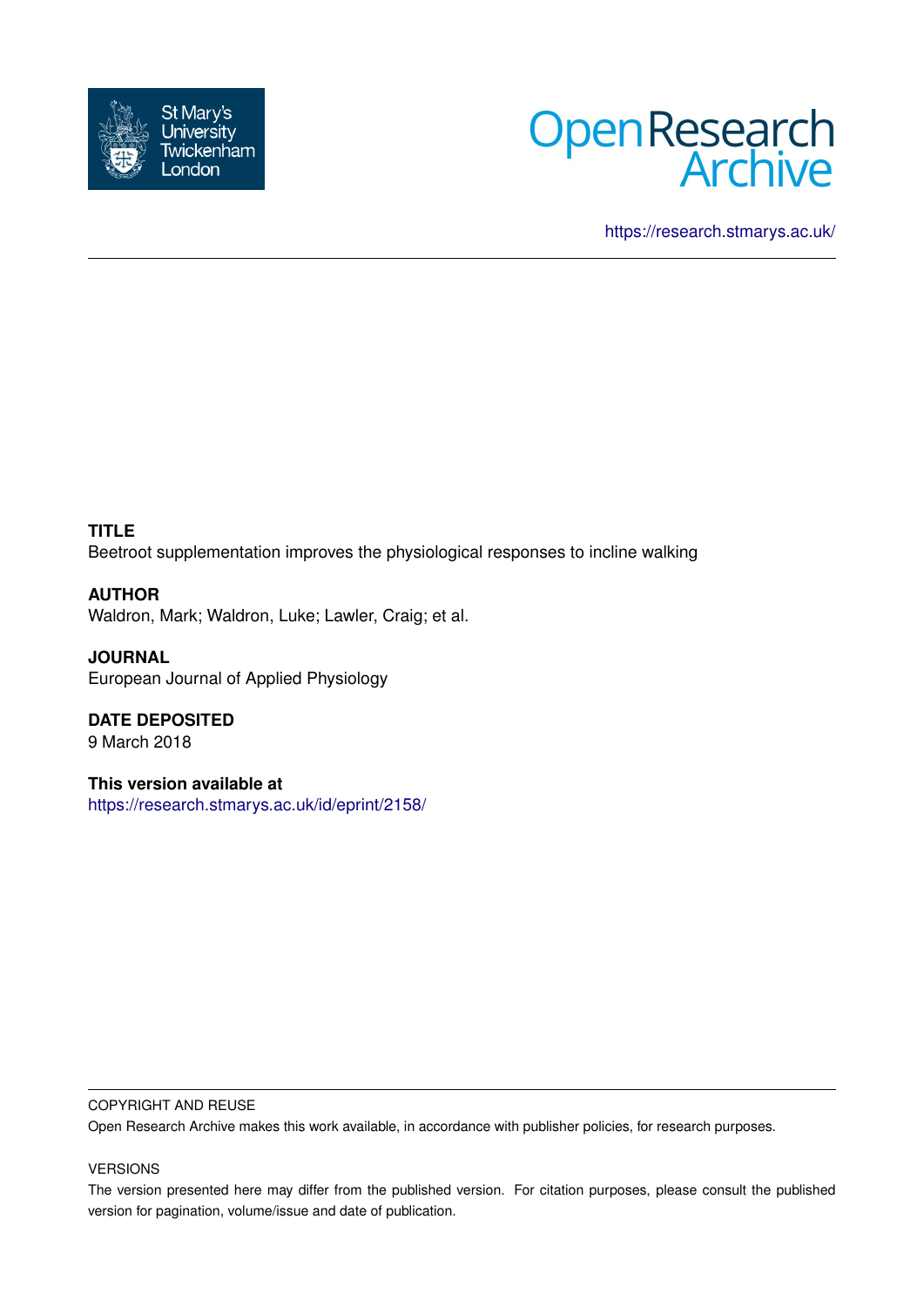St Mary's University Twickenham London

Open Research Archive

https://research.stmarys.ac.uk/

**TITLE**
Beetroot supplementation improves the physiological responses to incline walking

**AUTHOR**
Waldron, Mark; Waldron, Luke; Lawler, Craig; et al.

**JOURNAL**
European Journal of Applied Physiology

**DATE DEPOSITED**
9 March 2018

**This version available at**
https://research.stmarys.ac.uk/id/eprint/2158/

COPYRIGHT AND REUSE

Open Research Archive makes this work available, in accordance with publisher policies, for research purposes.

VERSIONS

The version presented here may differ from the published version. For citation purposes, please consult the published version for pagination, volume/issue and date of publication.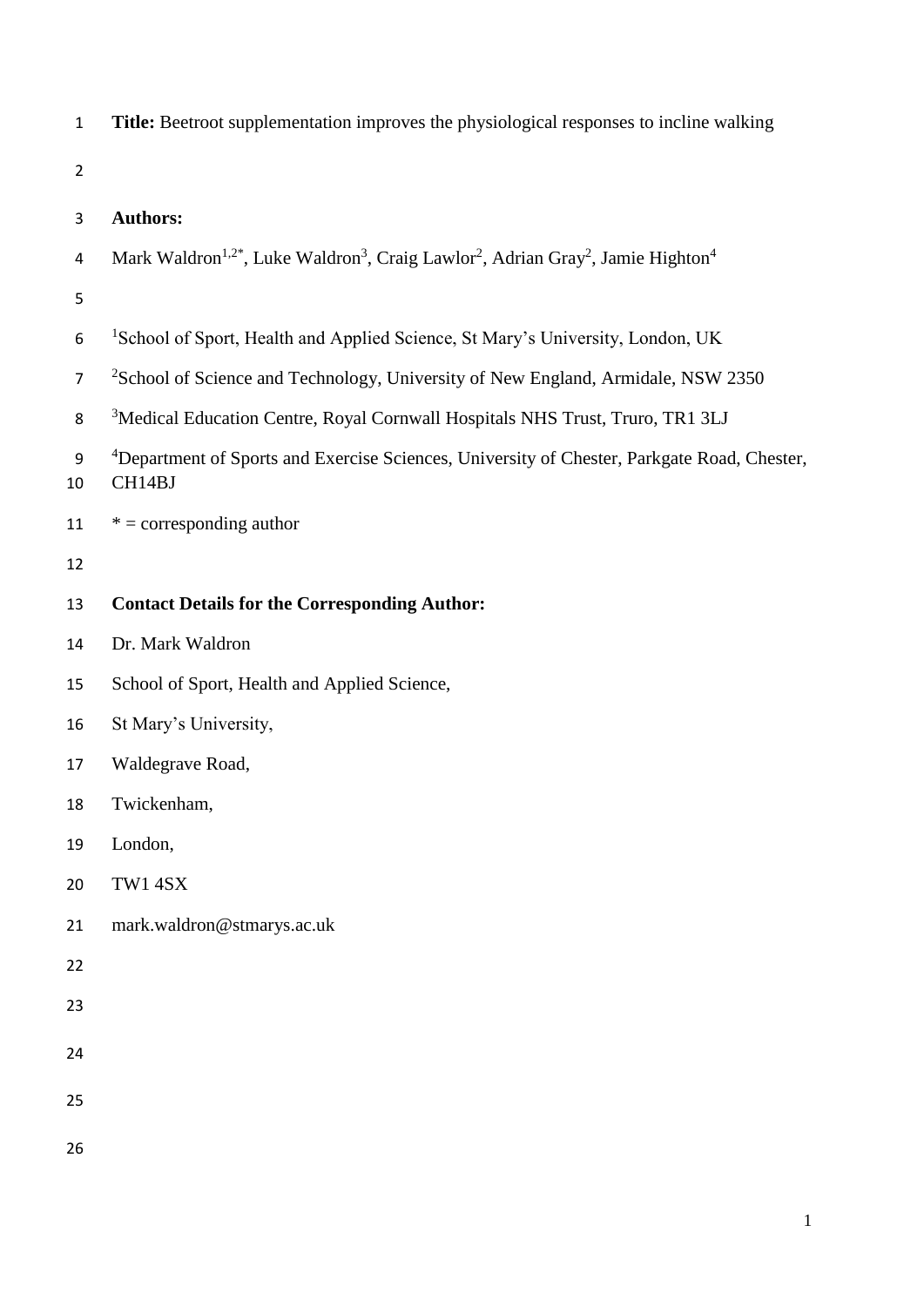**Title:** Beetroot supplementation improves the physiological responses to incline walking

**Authors:**

Mark Waldron[1,2*], Luke Waldron[3], Craig Lawlor[2], Adrian Gray[2], Jamie Highton[4]

[1]School of Sport, Health and Applied Science, St Mary's University, London, UK

[2]School of Science and Technology, University of New England, Armidale, NSW 2350

[3]Medical Education Centre, Royal Cornwall Hospitals NHS Trust, Truro, TR1 3LJ

[4]Department of Sports and Exercise Sciences, University of Chester, Parkgate Road, Chester, CH14BJ

* = corresponding author

**Contact Details for the Corresponding Author:**

Dr. Mark Waldron

School of Sport, Health and Applied Science,

St Mary's University,

Waldegrave Road,

Twickenham,

London,

TW1 4SX

mark.waldron@stmarys.ac.uk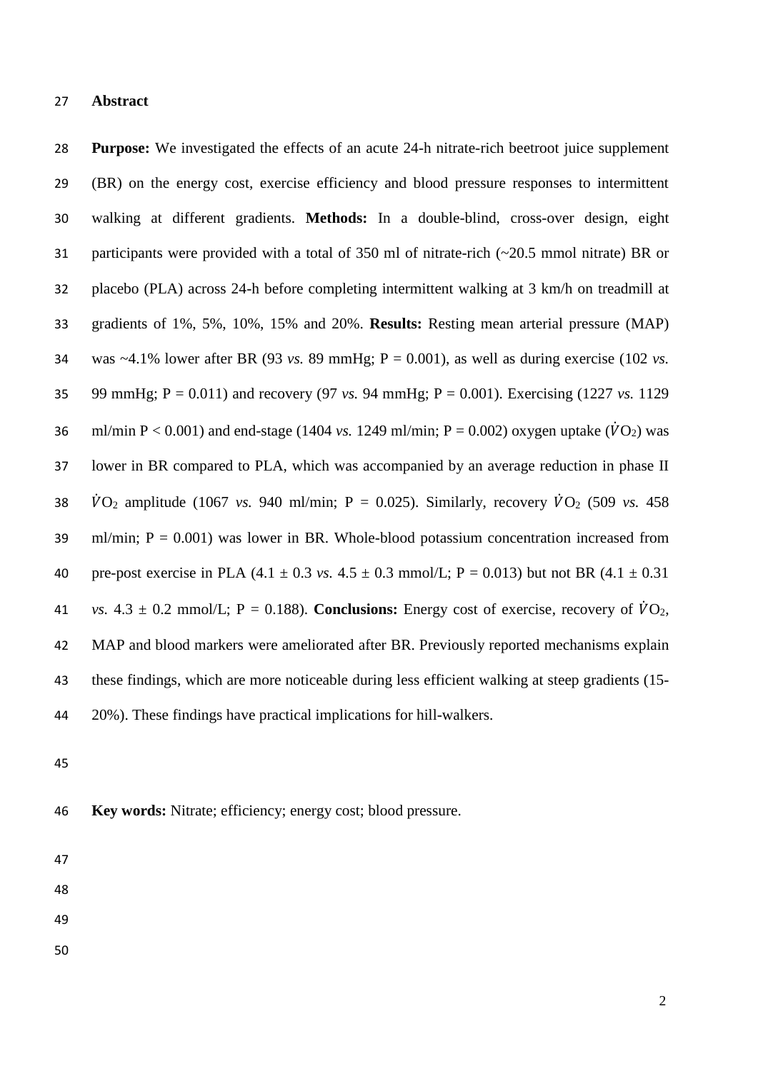## Abstract

**Purpose:** We investigated the effects of an acute 24-h nitrate-rich beetroot juice supplement (BR) on the energy cost, exercise efficiency and blood pressure responses to intermittent walking at different gradients. **Methods:** In a double-blind, cross-over design, eight participants were provided with a total of 350 ml of nitrate-rich (~20.5 mmol nitrate) BR or placebo (PLA) across 24-h before completing intermittent walking at 3 km/h on treadmill at gradients of 1%, 5%, 10%, 15% and 20%. **Results:** Resting mean arterial pressure (MAP) was ~4.1% lower after BR (93 *vs.* 89 mmHg; P = 0.001), as well as during exercise (102 *vs.* 99 mmHg; P = 0.011) and recovery (97 *vs.* 94 mmHg; P = 0.001). Exercising (1227 *vs.* 1129 ml/min P < 0.001) and end-stage (1404 *vs.* 1249 ml/min; P = 0.002) oxygen uptake ($\dot{V}O_2$) was lower in BR compared to PLA, which was accompanied by an average reduction in phase II $\dot{V}O_2$ amplitude (1067 *vs.* 940 ml/min; P = 0.025). Similarly, recovery $\dot{V}O_2$ (509 *vs.* 458 ml/min; P = 0.001) was lower in BR. Whole-blood potassium concentration increased from pre-post exercise in PLA (4.1 ± 0.3 *vs.* 4.5 ± 0.3 mmol/L; P = 0.013) but not BR (4.1 ± 0.31 *vs.* 4.3 ± 0.2 mmol/L; P = 0.188). **Conclusions:** Energy cost of exercise, recovery of $\dot{V}O_2$, MAP and blood markers were ameliorated after BR. Previously reported mechanisms explain these findings, which are more noticeable during less efficient walking at steep gradients (15-20%). These findings have practical implications for hill-walkers.

**Key words:** Nitrate; efficiency; energy cost; blood pressure.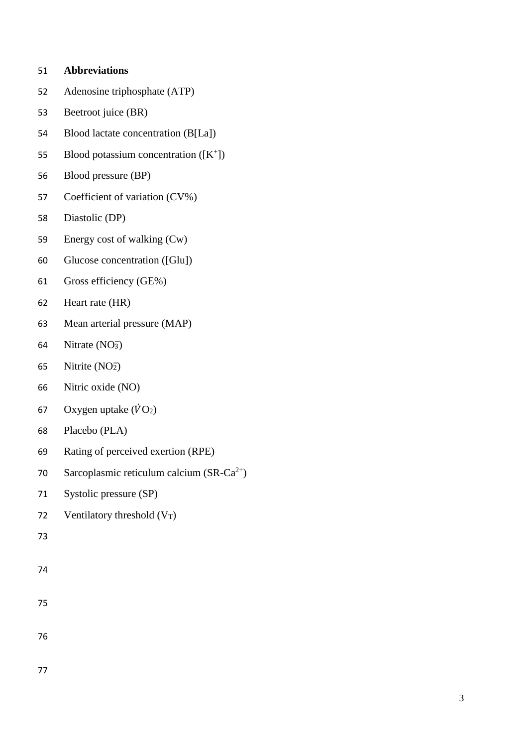## Abbreviations

Adenosine triphosphate (ATP)

Beetroot juice (BR)

Blood lactate concentration (B[La])

Blood potassium concentration ($[K^+]$)

Blood pressure (BP)

Coefficient of variation (CV%)

Diastolic (DP)

Energy cost of walking (Cw)

Glucose concentration ([Glu])

Gross efficiency (GE%)

Heart rate (HR)

Mean arterial pressure (MAP)

Nitrate ($NO_3^-$)

Nitrite ($NO_2^-$)

Nitric oxide (NO)

Oxygen uptake ($\dot{V}O_2$)

Placebo (PLA)

Rating of perceived exertion (RPE)

Sarcoplasmic reticulum calcium ($SR\text{-}Ca^{2+}$)

Systolic pressure (SP)

Ventilatory threshold ($V_T$)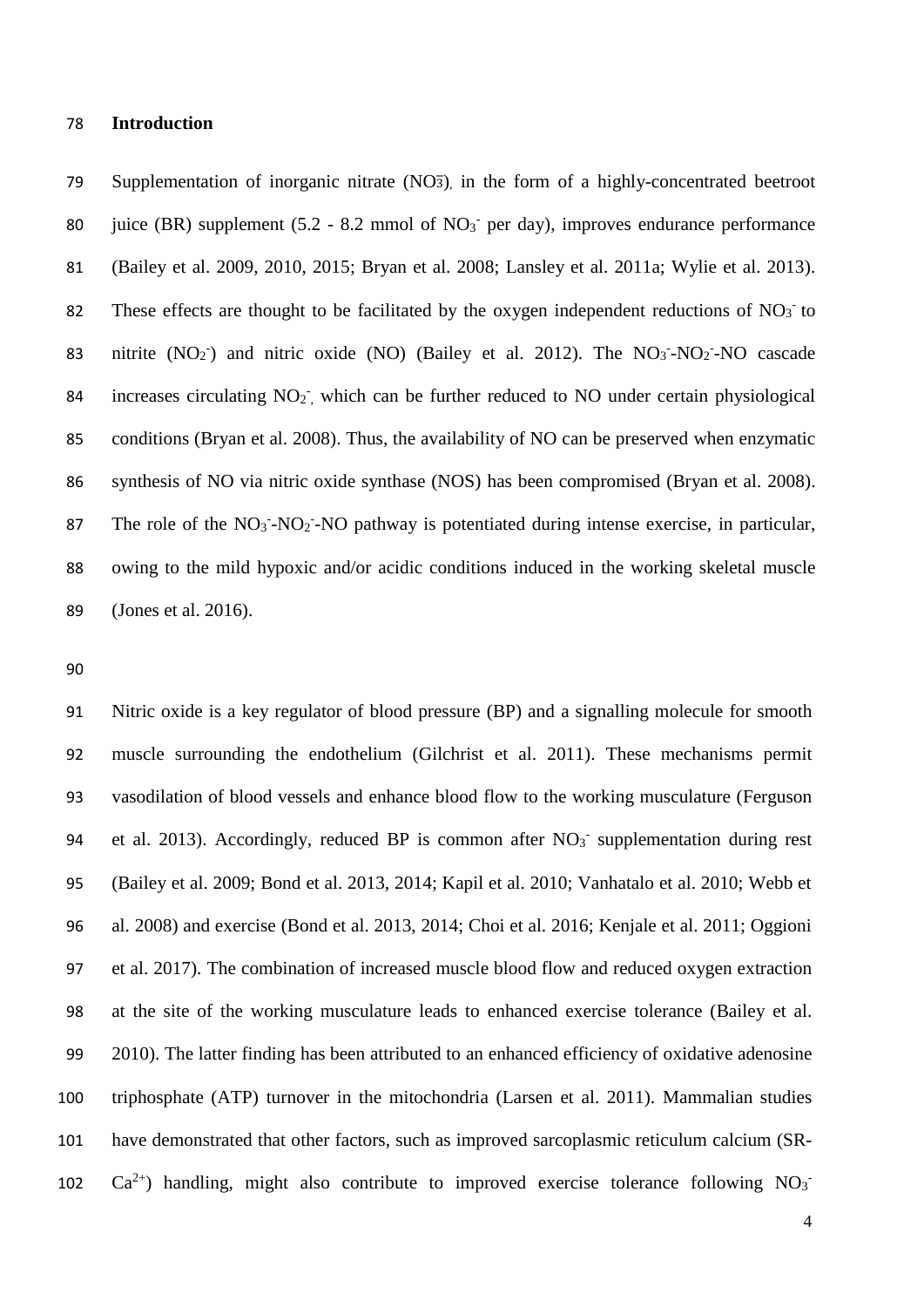## Introduction

Supplementation of inorganic nitrate ($NO_3^-$), in the form of a highly-concentrated beetroot juice (BR) supplement (5.2 - 8.2 mmol of $NO_3^-$ per day), improves endurance performance (Bailey et al. 2009, 2010, 2015; Bryan et al. 2008; Lansley et al. 2011a; Wylie et al. 2013). These effects are thought to be facilitated by the oxygen independent reductions of $NO_3^-$ to nitrite ($NO_2^-$) and nitric oxide (NO) (Bailey et al. 2012). The $NO_3^-$-$NO_2^-$-NO cascade increases circulating $NO_2^-$, which can be further reduced to NO under certain physiological conditions (Bryan et al. 2008). Thus, the availability of NO can be preserved when enzymatic synthesis of NO via nitric oxide synthase (NOS) has been compromised (Bryan et al. 2008). The role of the $NO_3^-$-$NO_2^-$-NO pathway is potentiated during intense exercise, in particular, owing to the mild hypoxic and/or acidic conditions induced in the working skeletal muscle (Jones et al. 2016).

Nitric oxide is a key regulator of blood pressure (BP) and a signalling molecule for smooth muscle surrounding the endothelium (Gilchrist et al. 2011). These mechanisms permit vasodilation of blood vessels and enhance blood flow to the working musculature (Ferguson et al. 2013). Accordingly, reduced BP is common after $NO_3^-$ supplementation during rest (Bailey et al. 2009; Bond et al. 2013, 2014; Kapil et al. 2010; Vanhatalo et al. 2010; Webb et al. 2008) and exercise (Bond et al. 2013, 2014; Choi et al. 2016; Kenjale et al. 2011; Oggioni et al. 2017). The combination of increased muscle blood flow and reduced oxygen extraction at the site of the working musculature leads to enhanced exercise tolerance (Bailey et al. 2010). The latter finding has been attributed to an enhanced efficiency of oxidative adenosine triphosphate (ATP) turnover in the mitochondria (Larsen et al. 2011). Mammalian studies have demonstrated that other factors, such as improved sarcoplasmic reticulum calcium (SR-$Ca^{2+}$) handling, might also contribute to improved exercise tolerance following $NO_3^-$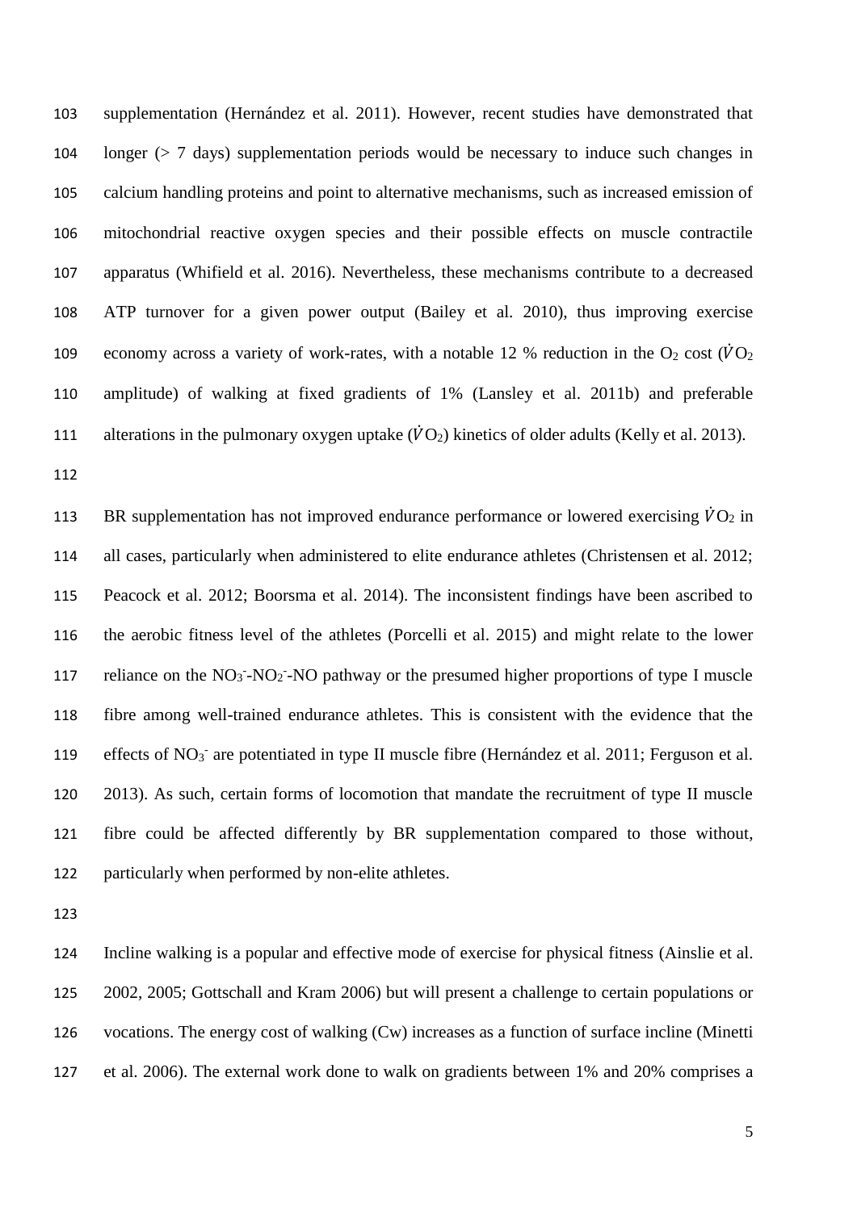supplementation (Hernández et al. 2011). However, recent studies have demonstrated that longer (> 7 days) supplementation periods would be necessary to induce such changes in calcium handling proteins and point to alternative mechanisms, such as increased emission of mitochondrial reactive oxygen species and their possible effects on muscle contractile apparatus (Whifield et al. 2016). Nevertheless, these mechanisms contribute to a decreased ATP turnover for a given power output (Bailey et al. 2010), thus improving exercise economy across a variety of work-rates, with a notable 12 % reduction in the $O_2$ cost ($\dot{V}O_2$ amplitude) of walking at fixed gradients of 1% (Lansley et al. 2011b) and preferable alterations in the pulmonary oxygen uptake ($\dot{V}O_2$) kinetics of older adults (Kelly et al. 2013).

BR supplementation has not improved endurance performance or lowered exercising $\dot{V}O_2$ in all cases, particularly when administered to elite endurance athletes (Christensen et al. 2012; Peacock et al. 2012; Boorsma et al. 2014). The inconsistent findings have been ascribed to the aerobic fitness level of the athletes (Porcelli et al. 2015) and might relate to the lower reliance on the $NO_3^-$-$NO_2^-$-NO pathway or the presumed higher proportions of type I muscle fibre among well-trained endurance athletes. This is consistent with the evidence that the effects of $NO_3^-$ are potentiated in type II muscle fibre (Hernández et al. 2011; Ferguson et al. 2013). As such, certain forms of locomotion that mandate the recruitment of type II muscle fibre could be affected differently by BR supplementation compared to those without, particularly when performed by non-elite athletes.

Incline walking is a popular and effective mode of exercise for physical fitness (Ainslie et al. 2002, 2005; Gottschall and Kram 2006) but will present a challenge to certain populations or vocations. The energy cost of walking (Cw) increases as a function of surface incline (Minetti et al. 2006). The external work done to walk on gradients between 1% and 20% comprises a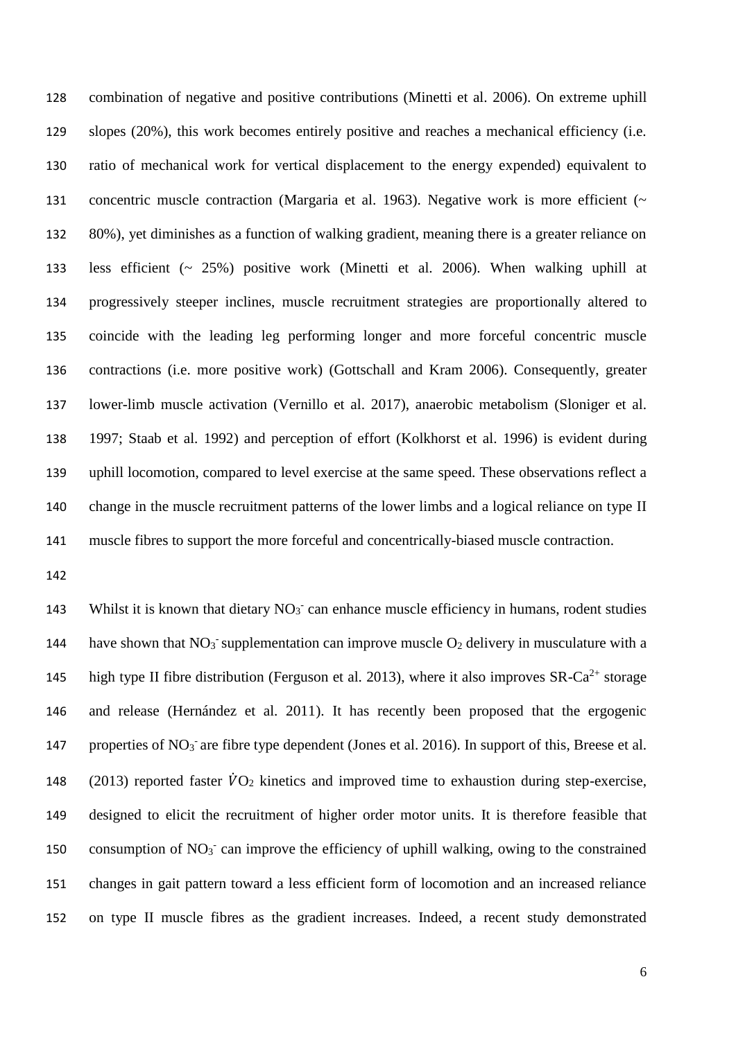combination of negative and positive contributions (Minetti et al. 2006). On extreme uphill slopes (20%), this work becomes entirely positive and reaches a mechanical efficiency (i.e. ratio of mechanical work for vertical displacement to the energy expended) equivalent to concentric muscle contraction (Margaria et al. 1963). Negative work is more efficient (~ 80%), yet diminishes as a function of walking gradient, meaning there is a greater reliance on less efficient (~ 25%) positive work (Minetti et al. 2006). When walking uphill at progressively steeper inclines, muscle recruitment strategies are proportionally altered to coincide with the leading leg performing longer and more forceful concentric muscle contractions (i.e. more positive work) (Gottschall and Kram 2006). Consequently, greater lower-limb muscle activation (Vernillo et al. 2017), anaerobic metabolism (Sloniger et al. 1997; Staab et al. 1992) and perception of effort (Kolkhorst et al. 1996) is evident during uphill locomotion, compared to level exercise at the same speed. These observations reflect a change in the muscle recruitment patterns of the lower limbs and a logical reliance on type II muscle fibres to support the more forceful and concentrically-biased muscle contraction.

Whilst it is known that dietary $NO_3^-$ can enhance muscle efficiency in humans, rodent studies have shown that $NO_3^-$ supplementation can improve muscle $O_2$ delivery in musculature with a high type II fibre distribution (Ferguson et al. 2013), where it also improves SR-$Ca^{2+}$ storage and release (Hernández et al. 2011). It has recently been proposed that the ergogenic properties of $NO_3^-$ are fibre type dependent (Jones et al. 2016). In support of this, Breese et al. (2013) reported faster $\dot{V}O_2$ kinetics and improved time to exhaustion during step-exercise, designed to elicit the recruitment of higher order motor units. It is therefore feasible that consumption of $NO_3^-$ can improve the efficiency of uphill walking, owing to the constrained changes in gait pattern toward a less efficient form of locomotion and an increased reliance on type II muscle fibres as the gradient increases. Indeed, a recent study demonstrated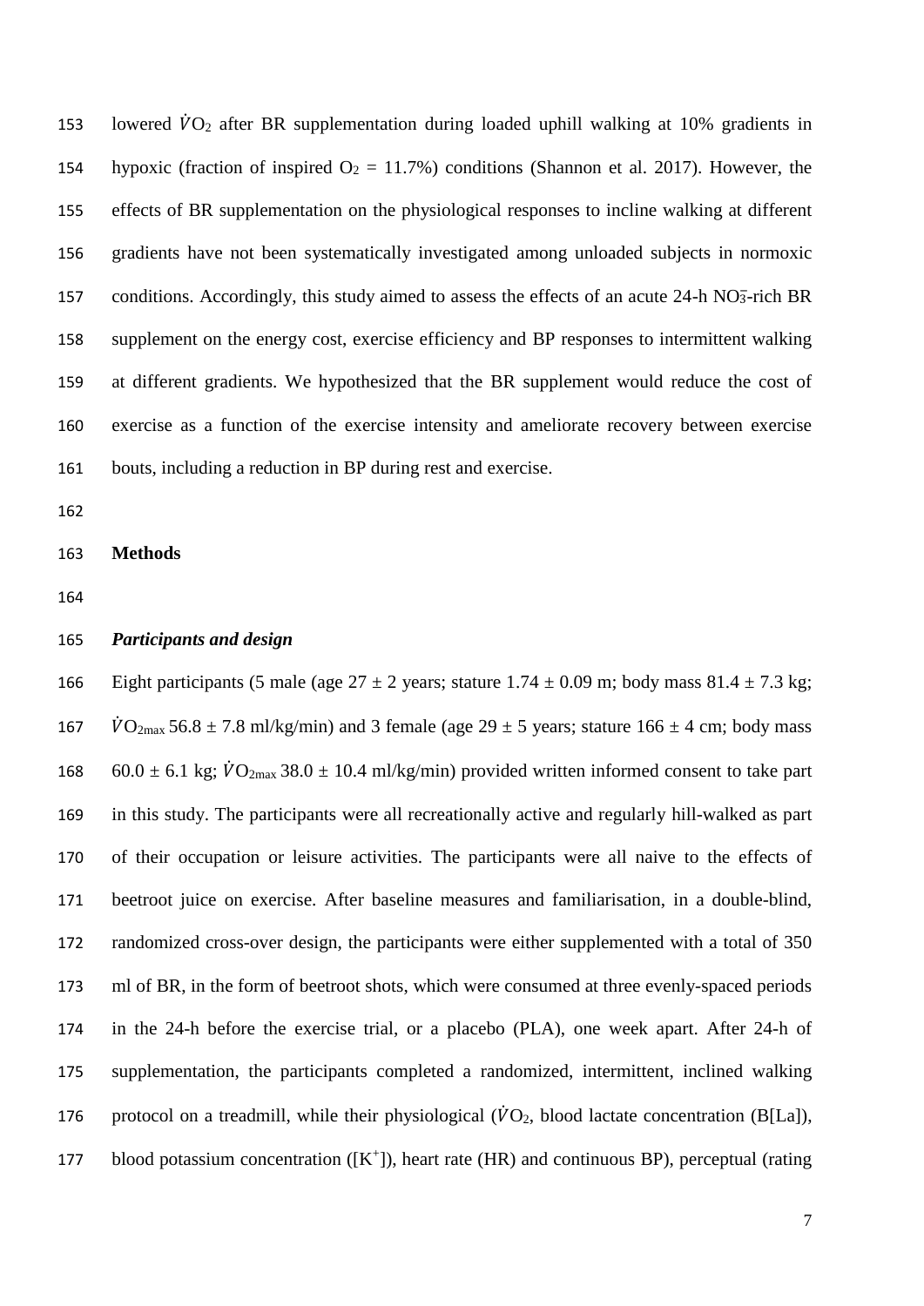lowered $\dot{V}O_2$ after BR supplementation during loaded uphill walking at 10% gradients in hypoxic (fraction of inspired $O_2$ = 11.7%) conditions (Shannon et al. 2017). However, the effects of BR supplementation on the physiological responses to incline walking at different gradients have not been systematically investigated among unloaded subjects in normoxic conditions. Accordingly, this study aimed to assess the effects of an acute 24-h $NO_3^-$-rich BR supplement on the energy cost, exercise efficiency and BP responses to intermittent walking at different gradients. We hypothesized that the BR supplement would reduce the cost of exercise as a function of the exercise intensity and ameliorate recovery between exercise bouts, including a reduction in BP during rest and exercise.

## Methods

### *Participants and design*

Eight participants (5 male (age 27 ± 2 years; stature 1.74 ± 0.09 m; body mass 81.4 ± 7.3 kg; $\dot{V}O_{2max}$ 56.8 ± 7.8 ml/kg/min) and 3 female (age 29 ± 5 years; stature 166 ± 4 cm; body mass 60.0 ± 6.1 kg; $\dot{V}O_{2max}$ 38.0 ± 10.4 ml/kg/min) provided written informed consent to take part in this study. The participants were all recreationally active and regularly hill-walked as part of their occupation or leisure activities. The participants were all naive to the effects of beetroot juice on exercise. After baseline measures and familiarisation, in a double-blind, randomized cross-over design, the participants were either supplemented with a total of 350 ml of BR, in the form of beetroot shots, which were consumed at three evenly-spaced periods in the 24-h before the exercise trial, or a placebo (PLA), one week apart. After 24-h of supplementation, the participants completed a randomized, intermittent, inclined walking protocol on a treadmill, while their physiological ($\dot{V}O_2$, blood lactate concentration (B[La]), blood potassium concentration ($[K^+]$), heart rate (HR) and continuous BP), perceptual (rating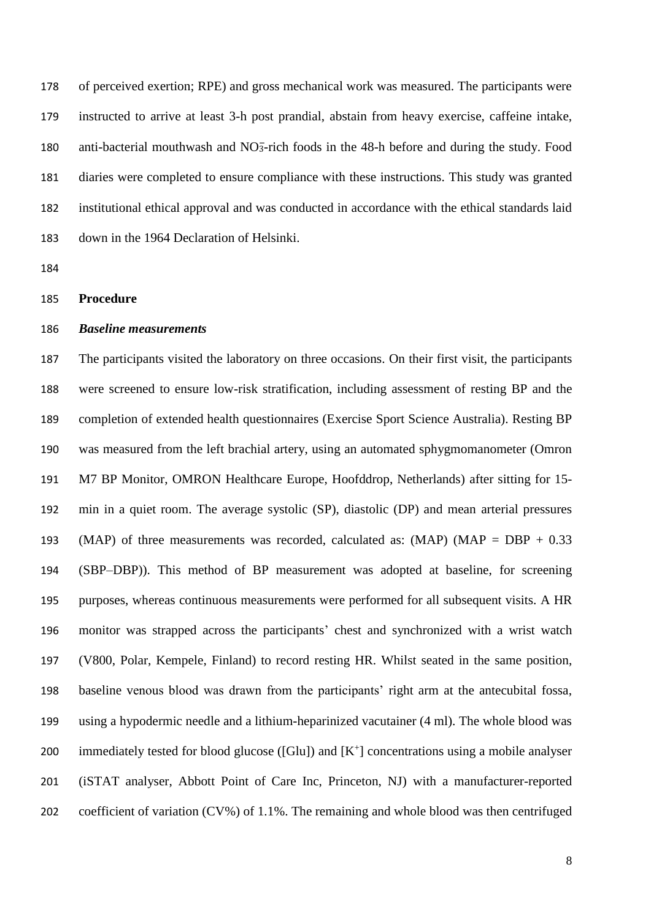of perceived exertion; RPE) and gross mechanical work was measured. The participants were instructed to arrive at least 3-h post prandial, abstain from heavy exercise, caffeine intake, anti-bacterial mouthwash and $NO_3^-$-rich foods in the 48-h before and during the study. Food diaries were completed to ensure compliance with these instructions. This study was granted institutional ethical approval and was conducted in accordance with the ethical standards laid down in the 1964 Declaration of Helsinki.

## Procedure

### *Baseline measurements*

The participants visited the laboratory on three occasions. On their first visit, the participants were screened to ensure low-risk stratification, including assessment of resting BP and the completion of extended health questionnaires (Exercise Sport Science Australia). Resting BP was measured from the left brachial artery, using an automated sphygmomanometer (Omron M7 BP Monitor, OMRON Healthcare Europe, Hoofddrop, Netherlands) after sitting for 15-min in a quiet room. The average systolic (SP), diastolic (DP) and mean arterial pressures (MAP) of three measurements was recorded, calculated as: (MAP) (MAP = DBP + 0.33 (SBP–DBP)). This method of BP measurement was adopted at baseline, for screening purposes, whereas continuous measurements were performed for all subsequent visits. A HR monitor was strapped across the participants' chest and synchronized with a wrist watch (V800, Polar, Kempele, Finland) to record resting HR. Whilst seated in the same position, baseline venous blood was drawn from the participants' right arm at the antecubital fossa, using a hypodermic needle and a lithium-heparinized vacutainer (4 ml). The whole blood was immediately tested for blood glucose ([Glu]) and [$K^+$] concentrations using a mobile analyser (iSTAT analyser, Abbott Point of Care Inc, Princeton, NJ) with a manufacturer-reported coefficient of variation (CV%) of 1.1%. The remaining and whole blood was then centrifuged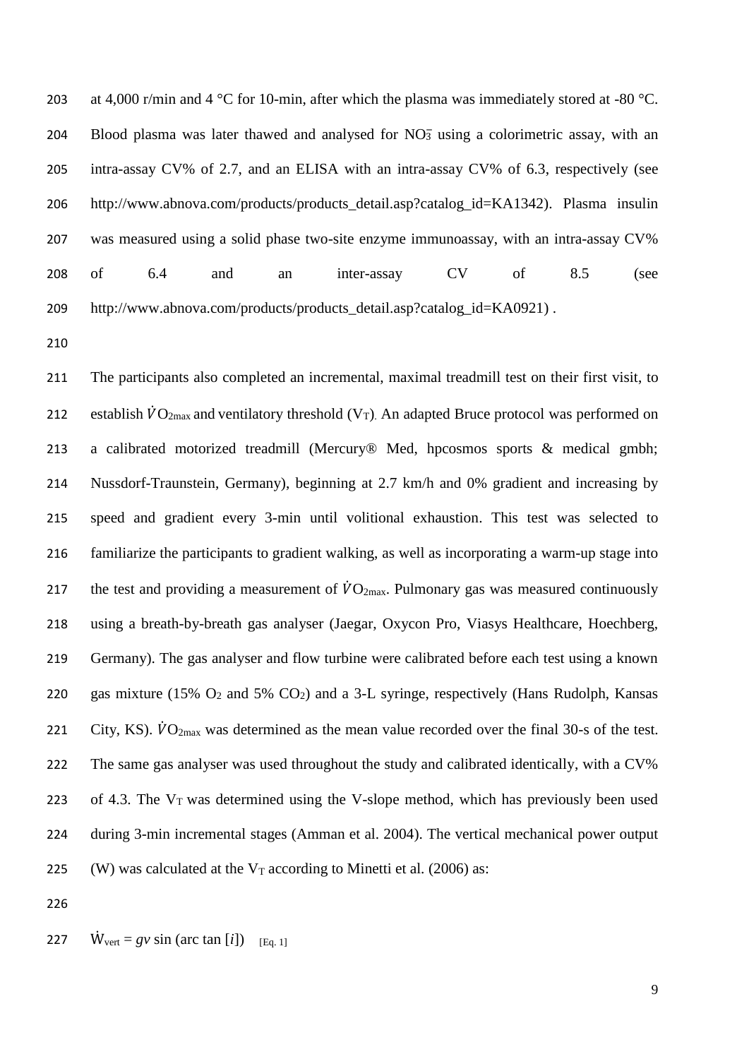at 4,000 r/min and 4 °C for 10-min, after which the plasma was immediately stored at -80 °C. Blood plasma was later thawed and analysed for $NO_3^-$ using a colorimetric assay, with an intra-assay CV% of 2.7, and an ELISA with an intra-assay CV% of 6.3, respectively (see http://www.abnova.com/products/products_detail.asp?catalog_id=KA1342). Plasma insulin was measured using a solid phase two-site enzyme immunoassay, with an intra-assay CV% of 6.4 and an inter-assay CV of 8.5 (see http://www.abnova.com/products/products_detail.asp?catalog_id=KA0921) .

The participants also completed an incremental, maximal treadmill test on their first visit, to establish $\dot{V}O_{2max}$ and ventilatory threshold ($V_T$). An adapted Bruce protocol was performed on a calibrated motorized treadmill (Mercury® Med, hpcosmos sports & medical gmbh; Nussdorf-Traunstein, Germany), beginning at 2.7 km/h and 0% gradient and increasing by speed and gradient every 3-min until volitional exhaustion. This test was selected to familiarize the participants to gradient walking, as well as incorporating a warm-up stage into the test and providing a measurement of $\dot{V}O_{2max}$. Pulmonary gas was measured continuously using a breath-by-breath gas analyser (Jaegar, Oxycon Pro, Viasys Healthcare, Hoechberg, Germany). The gas analyser and flow turbine were calibrated before each test using a known gas mixture (15% $O_2$ and 5% $CO_2$) and a 3-L syringe, respectively (Hans Rudolph, Kansas City, KS). $\dot{V}O_{2max}$ was determined as the mean value recorded over the final 30-s of the test. The same gas analyser was used throughout the study and calibrated identically, with a CV% of 4.3. The $V_T$ was determined using the V-slope method, which has previously been used during 3-min incremental stages (Amman et al. 2004). The vertical mechanical power output (W) was calculated at the $V_T$ according to Minetti et al. (2006) as:

$$\dot{W}_{vert} = gv \sin(\arctan[i]) \quad \text{[Eq. 1]}$$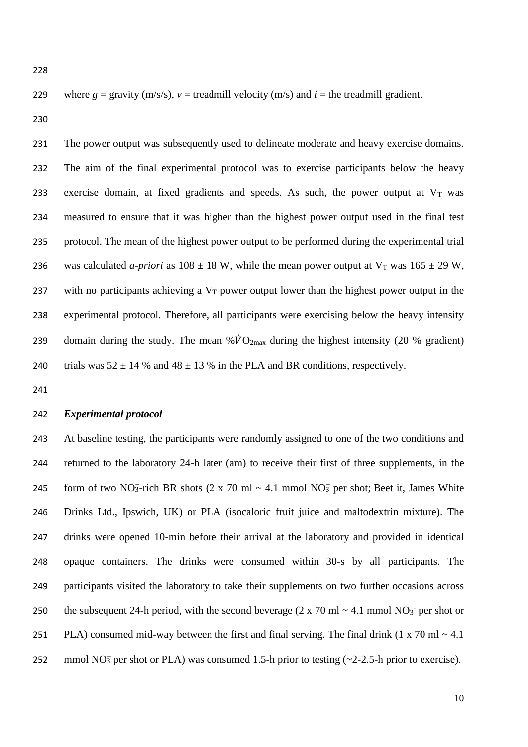where $g$ = gravity (m/s/s), $v$ = treadmill velocity (m/s) and $i$ = the treadmill gradient.

The power output was subsequently used to delineate moderate and heavy exercise domains. The aim of the final experimental protocol was to exercise participants below the heavy exercise domain, at fixed gradients and speeds. As such, the power output at $V_T$ was measured to ensure that it was higher than the highest power output used in the final test protocol. The mean of the highest power output to be performed during the experimental trial was calculated *a-priori* as 108 ± 18 W, while the mean power output at $V_T$ was 165 ± 29 W, with no participants achieving a $V_T$ power output lower than the highest power output in the experimental protocol. Therefore, all participants were exercising below the heavy intensity domain during the study. The mean $\%\dot{V}O_{2max}$ during the highest intensity (20 % gradient) trials was 52 ± 14 % and 48 ± 13 % in the PLA and BR conditions, respectively.

### *Experimental protocol*

At baseline testing, the participants were randomly assigned to one of the two conditions and returned to the laboratory 24-h later (am) to receive their first of three supplements, in the form of two $NO_3^-$-rich BR shots (2 x 70 ml ~ 4.1 mmol $NO_3^-$ per shot; Beet it, James White Drinks Ltd., Ipswich, UK) or PLA (isocaloric fruit juice and maltodextrin mixture). The drinks were opened 10-min before their arrival at the laboratory and provided in identical opaque containers. The drinks were consumed within 30-s by all participants. The participants visited the laboratory to take their supplements on two further occasions across the subsequent 24-h period, with the second beverage (2 x 70 ml ~ 4.1 mmol $NO_3^-$ per shot or PLA) consumed mid-way between the first and final serving. The final drink (1 x 70 ml ~ 4.1 mmol $NO_3^-$ per shot or PLA) was consumed 1.5-h prior to testing (~2-2.5-h prior to exercise).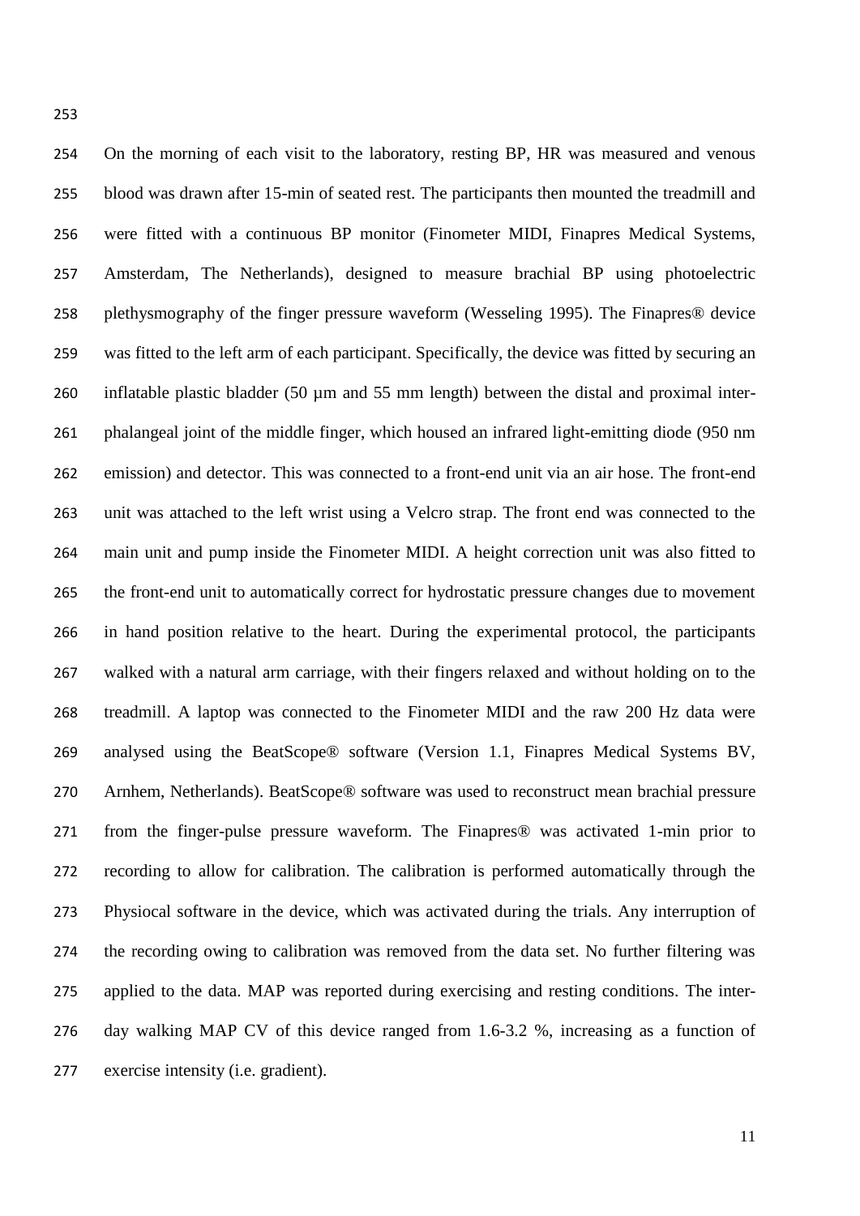On the morning of each visit to the laboratory, resting BP, HR was measured and venous blood was drawn after 15-min of seated rest. The participants then mounted the treadmill and were fitted with a continuous BP monitor (Finometer MIDI, Finapres Medical Systems, Amsterdam, The Netherlands), designed to measure brachial BP using photoelectric plethysmography of the finger pressure waveform (Wesseling 1995). The Finapres® device was fitted to the left arm of each participant. Specifically, the device was fitted by securing an inflatable plastic bladder (50 µm and 55 mm length) between the distal and proximal inter-phalangeal joint of the middle finger, which housed an infrared light-emitting diode (950 nm emission) and detector. This was connected to a front-end unit via an air hose. The front-end unit was attached to the left wrist using a Velcro strap. The front end was connected to the main unit and pump inside the Finometer MIDI. A height correction unit was also fitted to the front-end unit to automatically correct for hydrostatic pressure changes due to movement in hand position relative to the heart. During the experimental protocol, the participants walked with a natural arm carriage, with their fingers relaxed and without holding on to the treadmill. A laptop was connected to the Finometer MIDI and the raw 200 Hz data were analysed using the BeatScope® software (Version 1.1, Finapres Medical Systems BV, Arnhem, Netherlands). BeatScope® software was used to reconstruct mean brachial pressure from the finger-pulse pressure waveform. The Finapres® was activated 1-min prior to recording to allow for calibration. The calibration is performed automatically through the Physiocal software in the device, which was activated during the trials. Any interruption of the recording owing to calibration was removed from the data set. No further filtering was applied to the data. MAP was reported during exercising and resting conditions. The inter-day walking MAP CV of this device ranged from 1.6-3.2 %, increasing as a function of exercise intensity (i.e. gradient).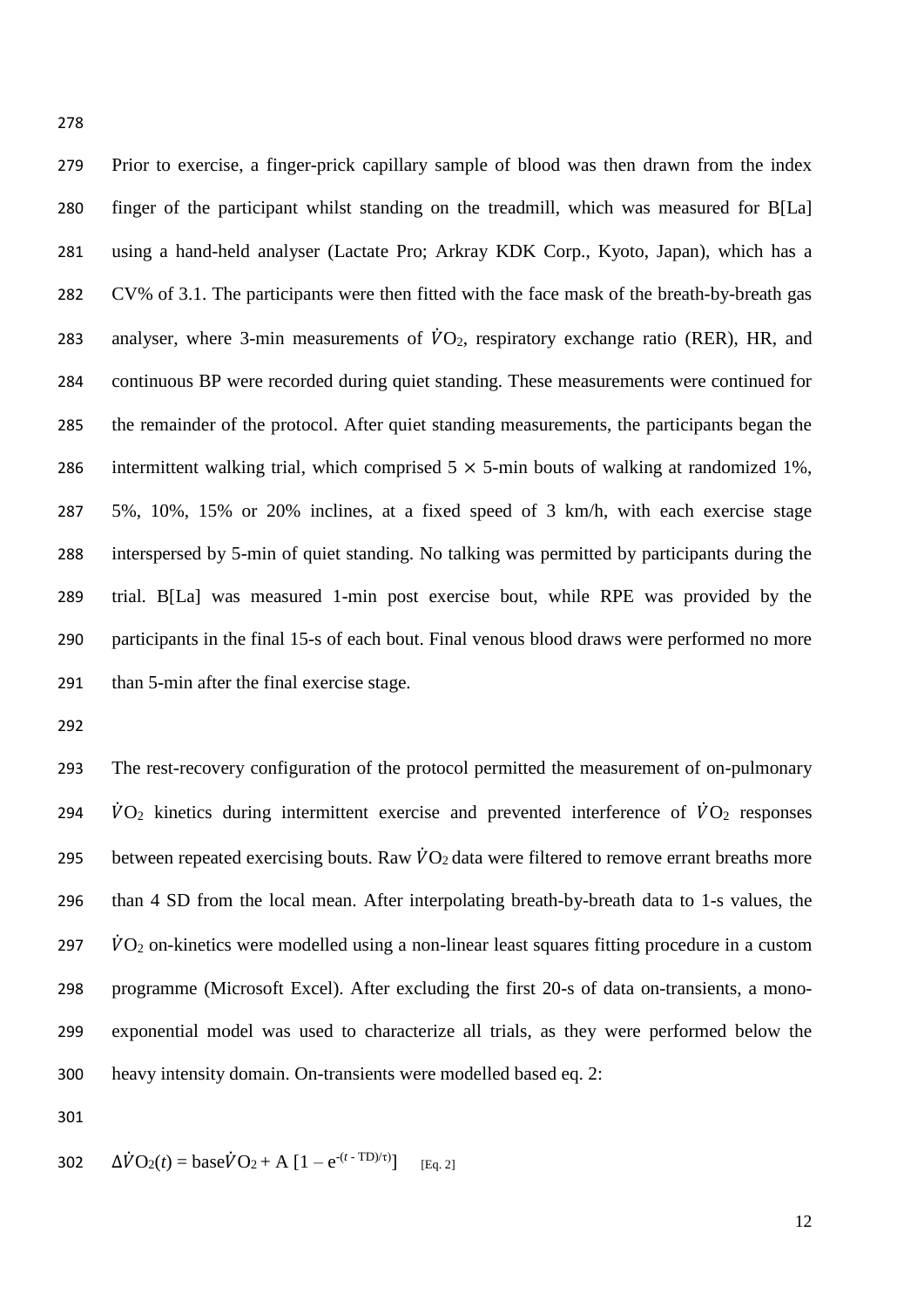Prior to exercise, a finger-prick capillary sample of blood was then drawn from the index finger of the participant whilst standing on the treadmill, which was measured for B[La] using a hand-held analyser (Lactate Pro; Arkray KDK Corp., Kyoto, Japan), which has a CV% of 3.1. The participants were then fitted with the face mask of the breath-by-breath gas analyser, where 3-min measurements of $\dot{V}O_2$, respiratory exchange ratio (RER), HR, and continuous BP were recorded during quiet standing. These measurements were continued for the remainder of the protocol. After quiet standing measurements, the participants began the intermittent walking trial, which comprised $5 \times 5$-min bouts of walking at randomized 1%, 5%, 10%, 15% or 20% inclines, at a fixed speed of 3 km/h, with each exercise stage interspersed by 5-min of quiet standing. No talking was permitted by participants during the trial. B[La] was measured 1-min post exercise bout, while RPE was provided by the participants in the final 15-s of each bout. Final venous blood draws were performed no more than 5-min after the final exercise stage.

The rest-recovery configuration of the protocol permitted the measurement of on-pulmonary $\dot{V}O_2$ kinetics during intermittent exercise and prevented interference of $\dot{V}O_2$ responses between repeated exercising bouts. Raw $\dot{V}O_2$ data were filtered to remove errant breaths more than 4 SD from the local mean. After interpolating breath-by-breath data to 1-s values, the $\dot{V}O_2$ on-kinetics were modelled using a non-linear least squares fitting procedure in a custom programme (Microsoft Excel). After excluding the first 20-s of data on-transients, a mono-exponential model was used to characterize all trials, as they were performed below the heavy intensity domain. On-transients were modelled based eq. 2:

$$\Delta\dot{V}O_2(t) = \text{base}\dot{V}O_2 + A\,[1 - e^{-(t\,-\,TD)/\tau}] \quad \text{[Eq. 2]}$$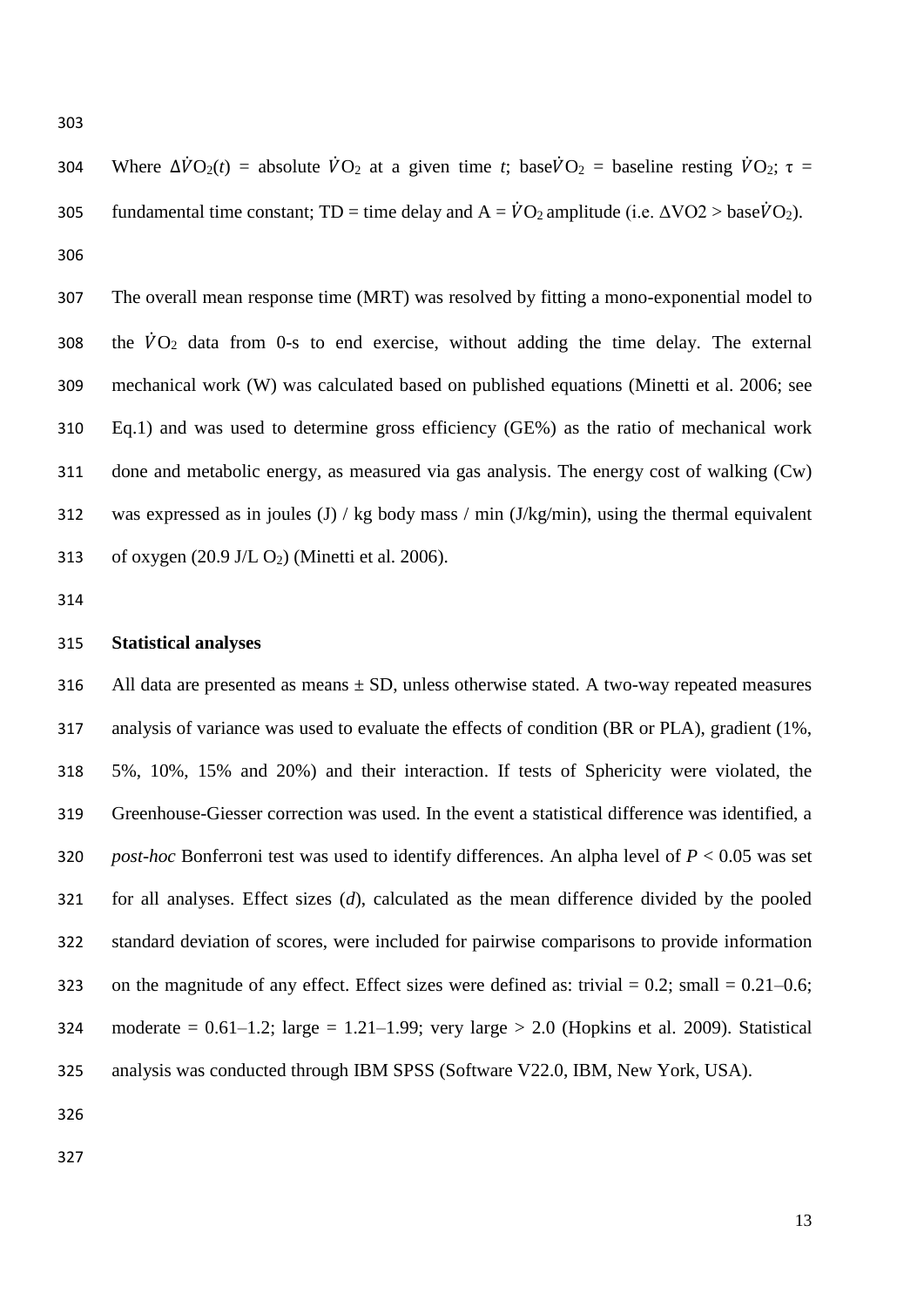Where $\Delta\dot{V}O_2(t)$ = absolute $\dot{V}O_2$ at a given time $t$; base$\dot{V}O_2$ = baseline resting $\dot{V}O_2$; $\tau$ = fundamental time constant; TD = time delay and A = $\dot{V}O_2$ amplitude (i.e. $\Delta VO2 >$ base$\dot{V}O_2$).

The overall mean response time (MRT) was resolved by fitting a mono-exponential model to the $\dot{V}O_2$ data from 0-s to end exercise, without adding the time delay. The external mechanical work (W) was calculated based on published equations (Minetti et al. 2006; see Eq.1) and was used to determine gross efficiency (GE%) as the ratio of mechanical work done and metabolic energy, as measured via gas analysis. The energy cost of walking (Cw) was expressed as in joules (J) / kg body mass / min (J/kg/min), using the thermal equivalent of oxygen (20.9 J/L $O_2$) (Minetti et al. 2006).

**Statistical analyses**

All data are presented as means ± SD, unless otherwise stated. A two-way repeated measures analysis of variance was used to evaluate the effects of condition (BR or PLA), gradient (1%, 5%, 10%, 15% and 20%) and their interaction. If tests of Sphericity were violated, the Greenhouse-Giesser correction was used. In the event a statistical difference was identified, a *post-hoc* Bonferroni test was used to identify differences. An alpha level of $P < 0.05$ was set for all analyses. Effect sizes ($d$), calculated as the mean difference divided by the pooled standard deviation of scores, were included for pairwise comparisons to provide information on the magnitude of any effect. Effect sizes were defined as: trivial = 0.2; small = 0.21–0.6; moderate = 0.61–1.2; large = 1.21–1.99; very large > 2.0 (Hopkins et al. 2009). Statistical analysis was conducted through IBM SPSS (Software V22.0, IBM, New York, USA).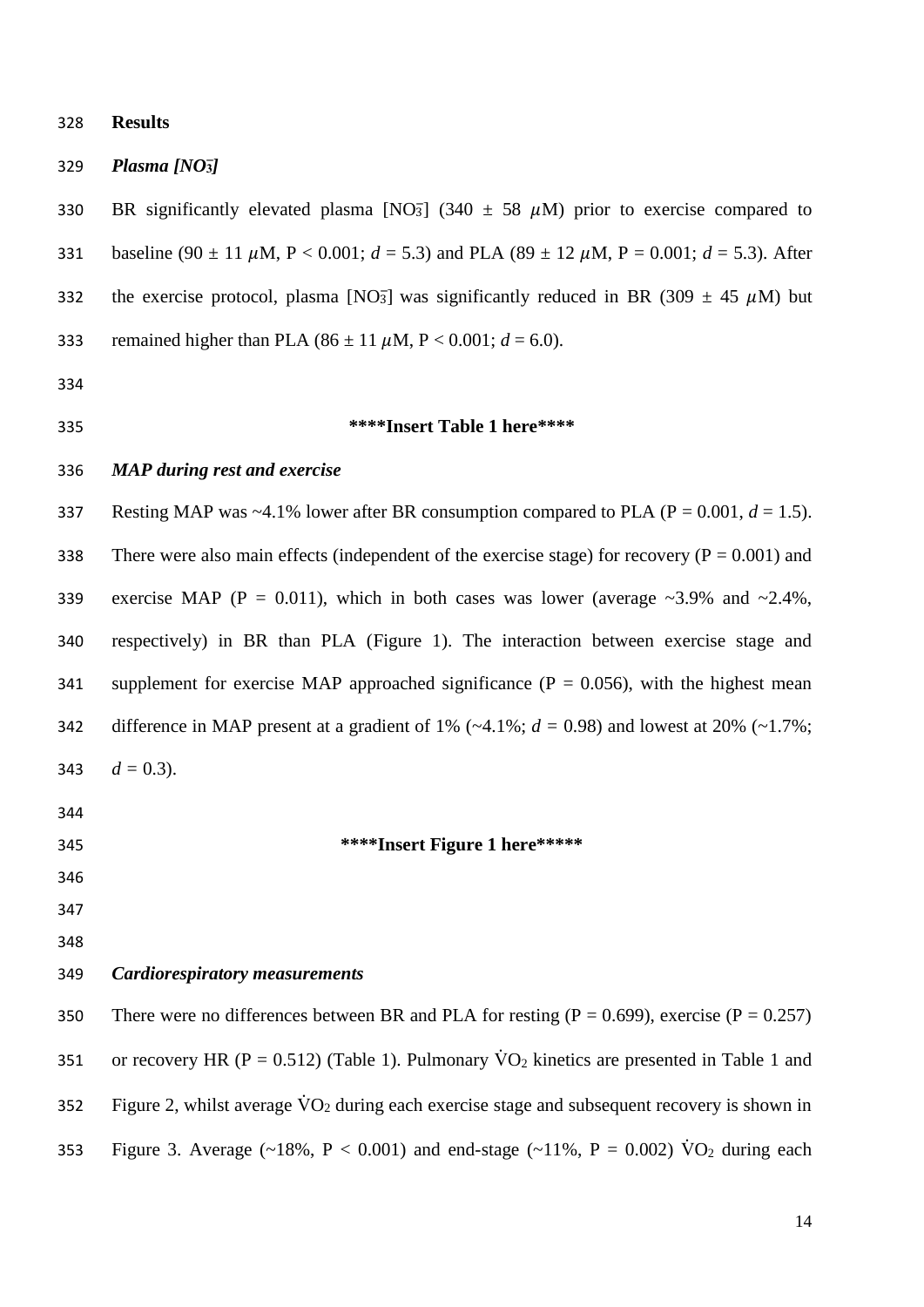## Results

### *Plasma [$NO_3^-$]*

BR significantly elevated plasma [$NO_3^-$] (340 ± 58 $\mu$M) prior to exercise compared to baseline (90 ± 11 $\mu$M, P < 0.001; *d* = 5.3) and PLA (89 ± 12 $\mu$M, P = 0.001; *d* = 5.3). After the exercise protocol, plasma [$NO_3^-$] was significantly reduced in BR (309 ± 45 $\mu$M) but remained higher than PLA (86 ± 11 $\mu$M, P < 0.001; *d* = 6.0).

**\*\*\*\*Insert Table 1 here\*\*\*\***

### *MAP during rest and exercise*

Resting MAP was ~4.1% lower after BR consumption compared to PLA (P = 0.001, *d* = 1.5). There were also main effects (independent of the exercise stage) for recovery (P = 0.001) and exercise MAP (P = 0.011), which in both cases was lower (average ~3.9% and ~2.4%, respectively) in BR than PLA (Figure 1). The interaction between exercise stage and supplement for exercise MAP approached significance (P = 0.056), with the highest mean difference in MAP present at a gradient of 1% (~4.1%; *d* = 0.98) and lowest at 20% (~1.7%; *d* = 0.3).

**\*\*\*\*Insert Figure 1 here\*\*\*\*\***

### *Cardiorespiratory measurements*

There were no differences between BR and PLA for resting (P = 0.699), exercise (P = 0.257) or recovery HR (P = 0.512) (Table 1). Pulmonary $\dot{V}O_2$ kinetics are presented in Table 1 and Figure 2, whilst average $\dot{V}O_2$ during each exercise stage and subsequent recovery is shown in Figure 3. Average (~18%, P < 0.001) and end-stage (~11%, P = 0.002) $\dot{V}O_2$ during each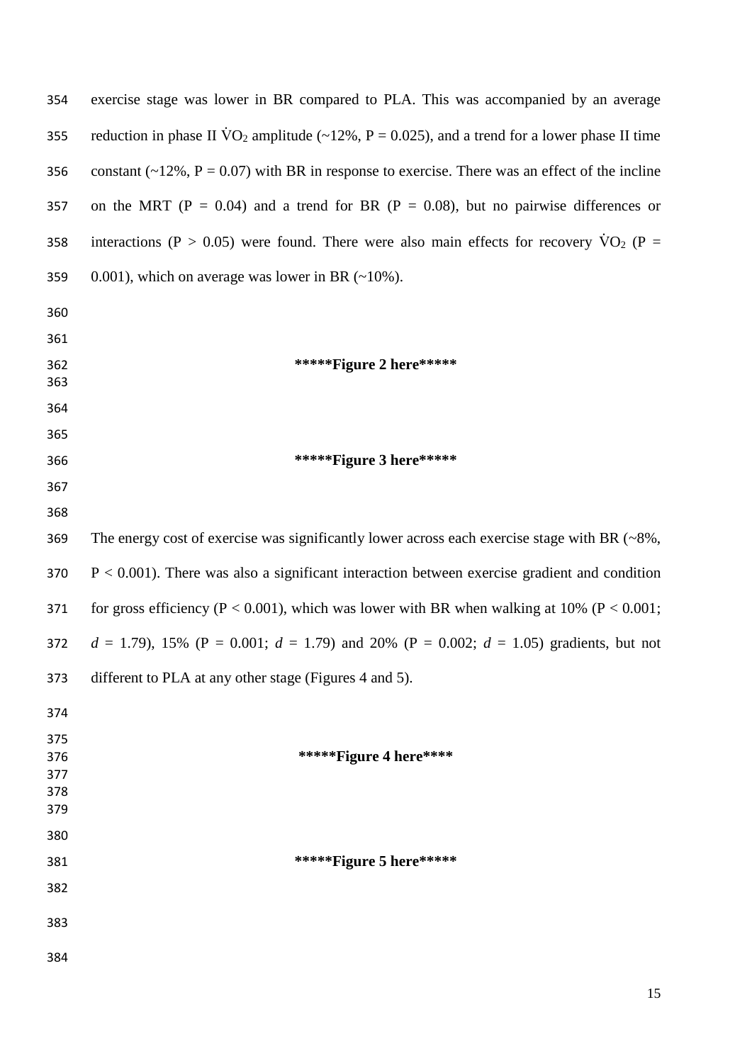exercise stage was lower in BR compared to PLA. This was accompanied by an average reduction in phase II $\dot{V}O_2$ amplitude (~12%, $P = 0.025$), and a trend for a lower phase II time constant (~12%, $P = 0.07$) with BR in response to exercise. There was an effect of the incline on the MRT ($P = 0.04$) and a trend for BR ($P = 0.08$), but no pairwise differences or interactions ($P > 0.05$) were found. There were also main effects for recovery $\dot{V}O_2$ ($P = 0.001$), which on average was lower in BR (~10%).

**\*\*\*\*\*Figure 2 here\*\*\*\*\***

**\*\*\*\*\*Figure 3 here\*\*\*\*\***

The energy cost of exercise was significantly lower across each exercise stage with BR (~8%, $P < 0.001$). There was also a significant interaction between exercise gradient and condition for gross efficiency ($P < 0.001$), which was lower with BR when walking at 10% ($P < 0.001$; $d = 1.79$), 15% ($P = 0.001$; $d = 1.79$) and 20% ($P = 0.002$; $d = 1.05$) gradients, but not different to PLA at any other stage (Figures 4 and 5).

**\*\*\*\*\*Figure 4 here\*\*\*\***

**\*\*\*\*\*Figure 5 here\*\*\*\*\***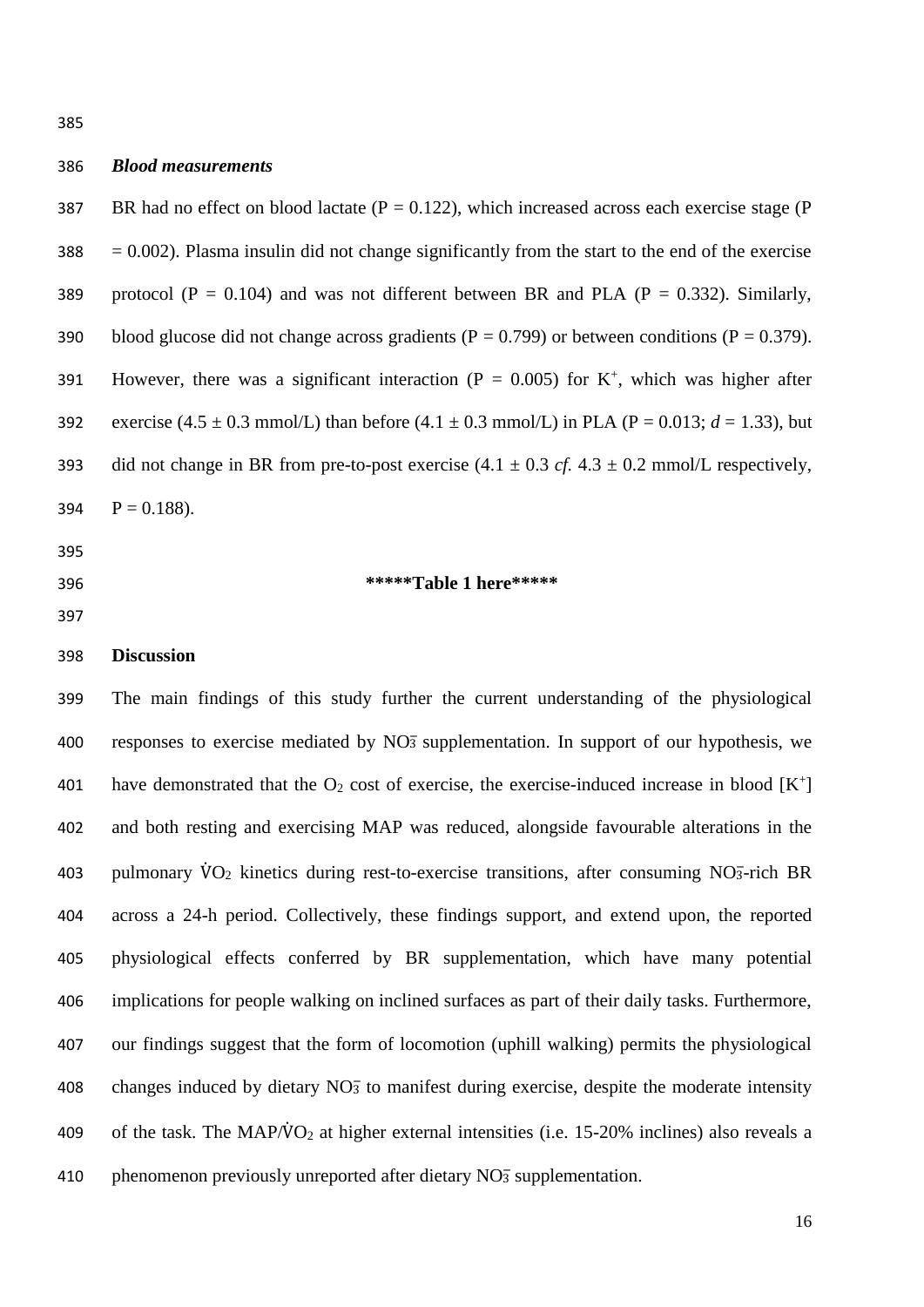### *Blood measurements*

BR had no effect on blood lactate ($P = 0.122$), which increased across each exercise stage ($P = 0.002$). Plasma insulin did not change significantly from the start to the end of the exercise protocol ($P = 0.104$) and was not different between BR and PLA ($P = 0.332$). Similarly, blood glucose did not change across gradients ($P = 0.799$) or between conditions ($P = 0.379$). However, there was a significant interaction ($P = 0.005$) for $K^+$, which was higher after exercise ($4.5 \pm 0.3$ mmol/L) than before ($4.1 \pm 0.3$ mmol/L) in PLA ($P = 0.013$; $d = 1.33$), but did not change in BR from pre-to-post exercise ($4.1 \pm 0.3$ *cf.* $4.3 \pm 0.2$ mmol/L respectively, $P = 0.188$).

**\*\*\*\*\*Table 1 here\*\*\*\*\***

## Discussion

The main findings of this study further the current understanding of the physiological responses to exercise mediated by $NO_3^-$ supplementation. In support of our hypothesis, we have demonstrated that the $O_2$ cost of exercise, the exercise-induced increase in blood $[K^+]$ and both resting and exercising MAP was reduced, alongside favourable alterations in the pulmonary $\dot{V}O_2$ kinetics during rest-to-exercise transitions, after consuming $NO_3^-$-rich BR across a 24-h period. Collectively, these findings support, and extend upon, the reported physiological effects conferred by BR supplementation, which have many potential implications for people walking on inclined surfaces as part of their daily tasks. Furthermore, our findings suggest that the form of locomotion (uphill walking) permits the physiological changes induced by dietary $NO_3^-$ to manifest during exercise, despite the moderate intensity of the task. The MAP/$\dot{V}O_2$ at higher external intensities (i.e. 15-20% inclines) also reveals a phenomenon previously unreported after dietary $NO_3^-$ supplementation.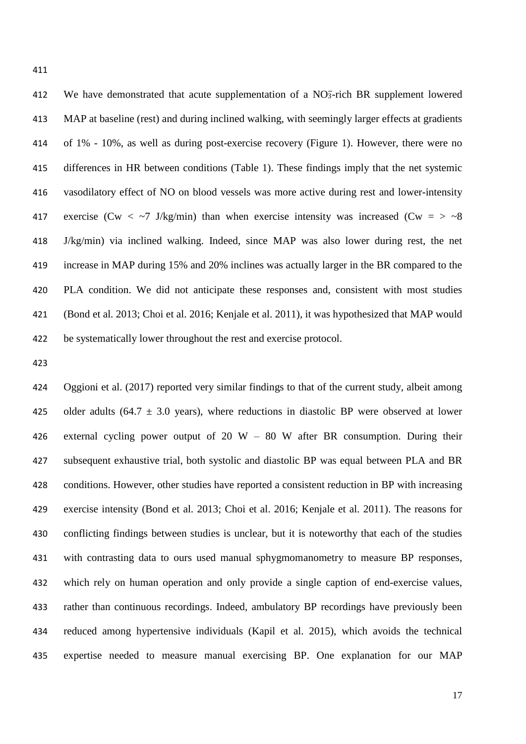We have demonstrated that acute supplementation of a $NO_3^-$-rich BR supplement lowered MAP at baseline (rest) and during inclined walking, with seemingly larger effects at gradients of 1% - 10%, as well as during post-exercise recovery (Figure 1). However, there were no differences in HR between conditions (Table 1). These findings imply that the net systemic vasodilatory effect of NO on blood vessels was more active during rest and lower-intensity exercise (Cw < ~7 J/kg/min) than when exercise intensity was increased (Cw = > ~8 J/kg/min) via inclined walking. Indeed, since MAP was also lower during rest, the net increase in MAP during 15% and 20% inclines was actually larger in the BR compared to the PLA condition. We did not anticipate these responses and, consistent with most studies (Bond et al. 2013; Choi et al. 2016; Kenjale et al. 2011), it was hypothesized that MAP would be systematically lower throughout the rest and exercise protocol.

Oggioni et al. (2017) reported very similar findings to that of the current study, albeit among older adults (64.7 ± 3.0 years), where reductions in diastolic BP were observed at lower external cycling power output of 20 W – 80 W after BR consumption. During their subsequent exhaustive trial, both systolic and diastolic BP was equal between PLA and BR conditions. However, other studies have reported a consistent reduction in BP with increasing exercise intensity (Bond et al. 2013; Choi et al. 2016; Kenjale et al. 2011). The reasons for conflicting findings between studies is unclear, but it is noteworthy that each of the studies with contrasting data to ours used manual sphygmomanometry to measure BP responses, which rely on human operation and only provide a single caption of end-exercise values, rather than continuous recordings. Indeed, ambulatory BP recordings have previously been reduced among hypertensive individuals (Kapil et al. 2015), which avoids the technical expertise needed to measure manual exercising BP. One explanation for our MAP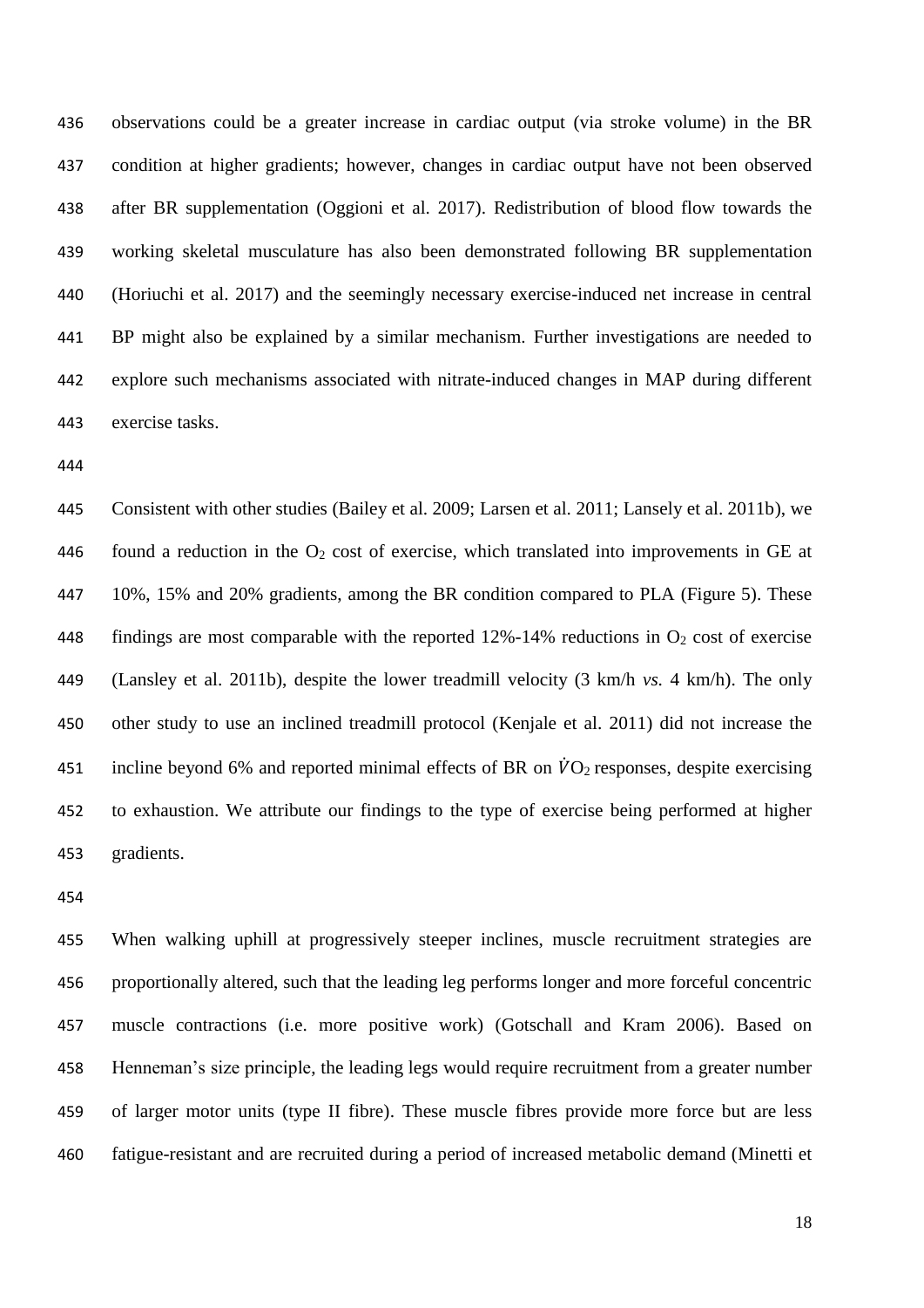observations could be a greater increase in cardiac output (via stroke volume) in the BR condition at higher gradients; however, changes in cardiac output have not been observed after BR supplementation (Oggioni et al. 2017). Redistribution of blood flow towards the working skeletal musculature has also been demonstrated following BR supplementation (Horiuchi et al. 2017) and the seemingly necessary exercise-induced net increase in central BP might also be explained by a similar mechanism. Further investigations are needed to explore such mechanisms associated with nitrate-induced changes in MAP during different exercise tasks.

Consistent with other studies (Bailey et al. 2009; Larsen et al. 2011; Lansely et al. 2011b), we found a reduction in the $O_2$ cost of exercise, which translated into improvements in GE at 10%, 15% and 20% gradients, among the BR condition compared to PLA (Figure 5). These findings are most comparable with the reported 12%-14% reductions in $O_2$ cost of exercise (Lansley et al. 2011b), despite the lower treadmill velocity (3 km/h *vs.* 4 km/h). The only other study to use an inclined treadmill protocol (Kenjale et al. 2011) did not increase the incline beyond 6% and reported minimal effects of BR on $\dot{V}O_2$ responses, despite exercising to exhaustion. We attribute our findings to the type of exercise being performed at higher gradients.

When walking uphill at progressively steeper inclines, muscle recruitment strategies are proportionally altered, such that the leading leg performs longer and more forceful concentric muscle contractions (i.e. more positive work) (Gotschall and Kram 2006). Based on Henneman's size principle, the leading legs would require recruitment from a greater number of larger motor units (type II fibre). These muscle fibres provide more force but are less fatigue-resistant and are recruited during a period of increased metabolic demand (Minetti et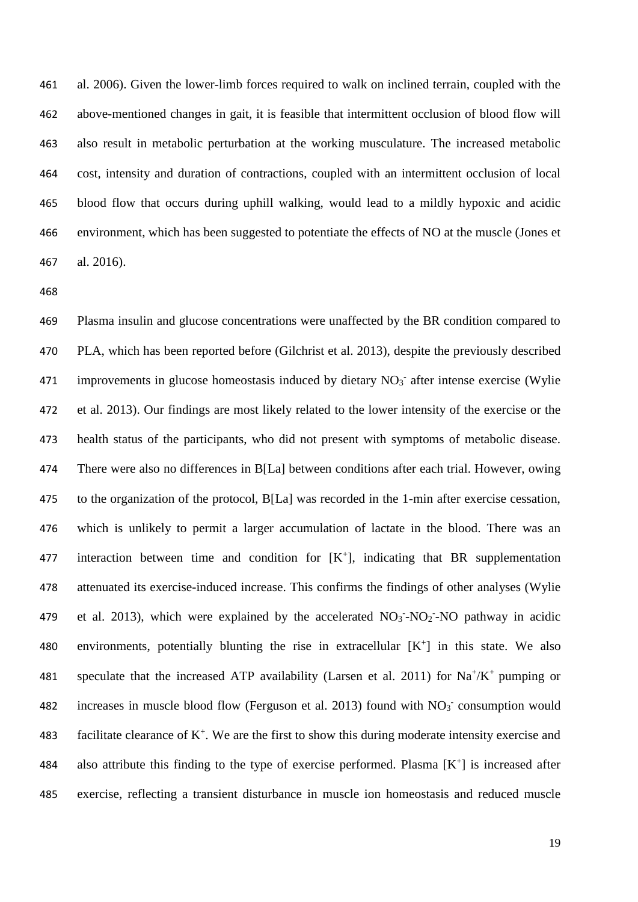al. 2006). Given the lower-limb forces required to walk on inclined terrain, coupled with the above-mentioned changes in gait, it is feasible that intermittent occlusion of blood flow will also result in metabolic perturbation at the working musculature. The increased metabolic cost, intensity and duration of contractions, coupled with an intermittent occlusion of local blood flow that occurs during uphill walking, would lead to a mildly hypoxic and acidic environment, which has been suggested to potentiate the effects of NO at the muscle (Jones et al. 2016).

Plasma insulin and glucose concentrations were unaffected by the BR condition compared to PLA, which has been reported before (Gilchrist et al. 2013), despite the previously described improvements in glucose homeostasis induced by dietary $NO_3^-$ after intense exercise (Wylie et al. 2013). Our findings are most likely related to the lower intensity of the exercise or the health status of the participants, who did not present with symptoms of metabolic disease. There were also no differences in B[La] between conditions after each trial. However, owing to the organization of the protocol, B[La] was recorded in the 1-min after exercise cessation, which is unlikely to permit a larger accumulation of lactate in the blood. There was an interaction between time and condition for $[K^+]$, indicating that BR supplementation attenuated its exercise-induced increase. This confirms the findings of other analyses (Wylie et al. 2013), which were explained by the accelerated $NO_3^-$-$NO_2^-$-NO pathway in acidic environments, potentially blunting the rise in extracellular $[K^+]$ in this state. We also speculate that the increased ATP availability (Larsen et al. 2011) for $Na^+/K^+$ pumping or increases in muscle blood flow (Ferguson et al. 2013) found with $NO_3^-$ consumption would facilitate clearance of $K^+$. We are the first to show this during moderate intensity exercise and also attribute this finding to the type of exercise performed. Plasma $[K^+]$ is increased after exercise, reflecting a transient disturbance in muscle ion homeostasis and reduced muscle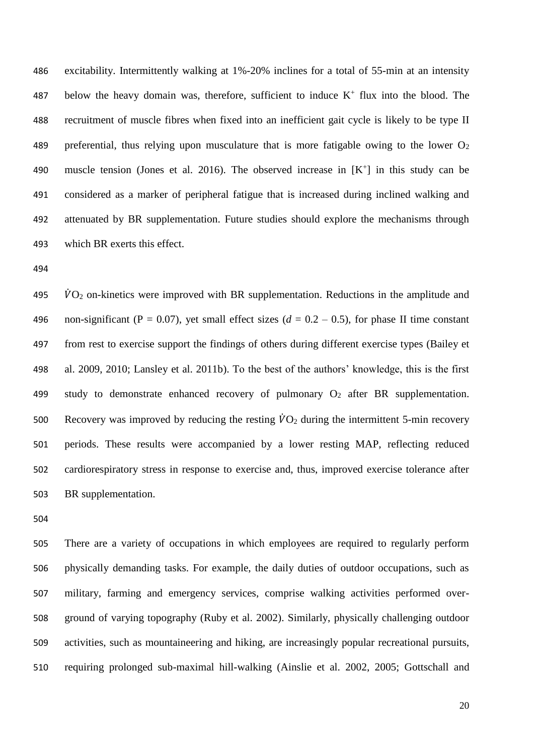excitability. Intermittently walking at 1%-20% inclines for a total of 55-min at an intensity below the heavy domain was, therefore, sufficient to induce $K^+$ flux into the blood. The recruitment of muscle fibres when fixed into an inefficient gait cycle is likely to be type II preferential, thus relying upon musculature that is more fatigable owing to the lower $O_2$ muscle tension (Jones et al. 2016). The observed increase in $[K^+]$ in this study can be considered as a marker of peripheral fatigue that is increased during inclined walking and attenuated by BR supplementation. Future studies should explore the mechanisms through which BR exerts this effect.

$\dot{V}O_2$ on-kinetics were improved with BR supplementation. Reductions in the amplitude and non-significant ($P = 0.07$), yet small effect sizes ($d = 0.2 – 0.5$), for phase II time constant from rest to exercise support the findings of others during different exercise types (Bailey et al. 2009, 2010; Lansley et al. 2011b). To the best of the authors' knowledge, this is the first study to demonstrate enhanced recovery of pulmonary $O_2$ after BR supplementation. Recovery was improved by reducing the resting $\dot{V}O_2$ during the intermittent 5-min recovery periods. These results were accompanied by a lower resting MAP, reflecting reduced cardiorespiratory stress in response to exercise and, thus, improved exercise tolerance after BR supplementation.

There are a variety of occupations in which employees are required to regularly perform physically demanding tasks. For example, the daily duties of outdoor occupations, such as military, farming and emergency services, comprise walking activities performed over-ground of varying topography (Ruby et al. 2002). Similarly, physically challenging outdoor activities, such as mountaineering and hiking, are increasingly popular recreational pursuits, requiring prolonged sub-maximal hill-walking (Ainslie et al. 2002, 2005; Gottschall and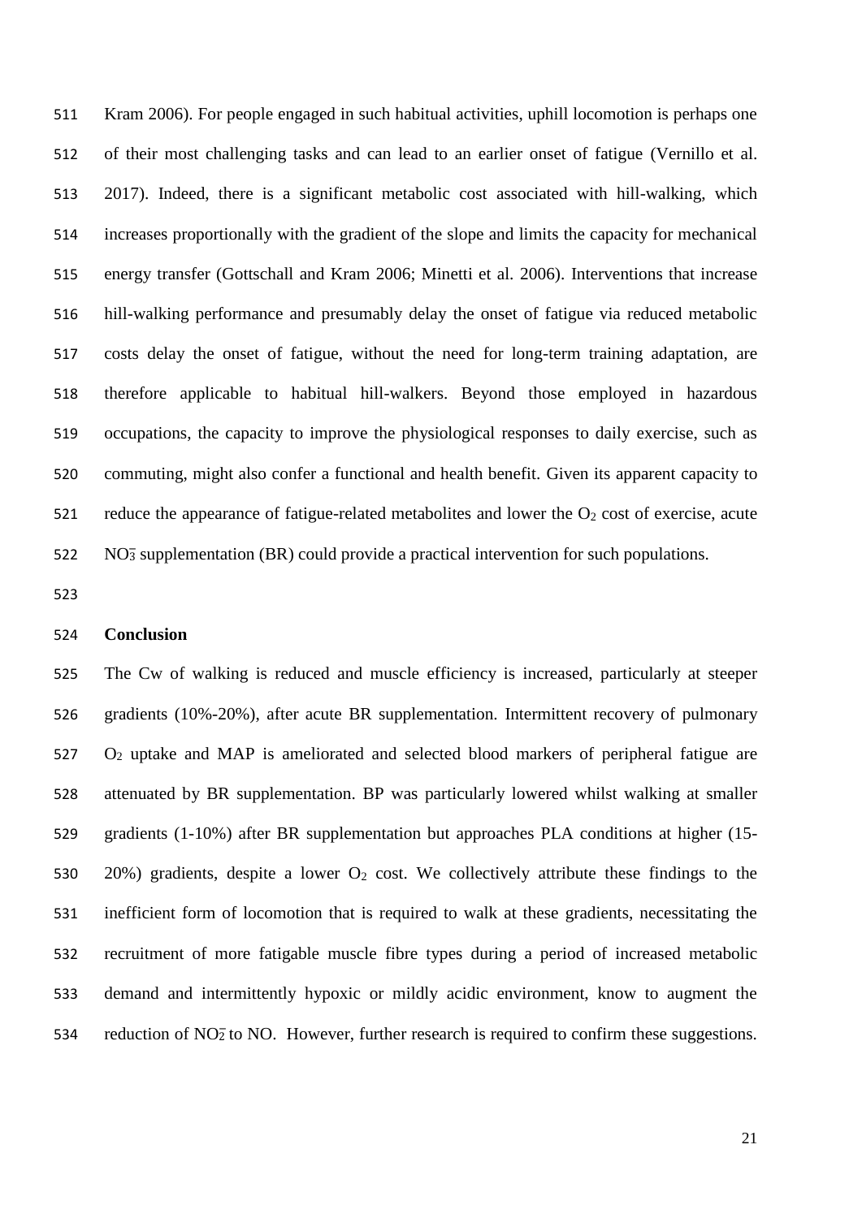Kram 2006). For people engaged in such habitual activities, uphill locomotion is perhaps one of their most challenging tasks and can lead to an earlier onset of fatigue (Vernillo et al. 2017). Indeed, there is a significant metabolic cost associated with hill-walking, which increases proportionally with the gradient of the slope and limits the capacity for mechanical energy transfer (Gottschall and Kram 2006; Minetti et al. 2006). Interventions that increase hill-walking performance and presumably delay the onset of fatigue via reduced metabolic costs delay the onset of fatigue, without the need for long-term training adaptation, are therefore applicable to habitual hill-walkers. Beyond those employed in hazardous occupations, the capacity to improve the physiological responses to daily exercise, such as commuting, might also confer a functional and health benefit. Given its apparent capacity to reduce the appearance of fatigue-related metabolites and lower the $O_2$ cost of exercise, acute $NO_3^-$ supplementation (BR) could provide a practical intervention for such populations.

## Conclusion

The Cw of walking is reduced and muscle efficiency is increased, particularly at steeper gradients (10%-20%), after acute BR supplementation. Intermittent recovery of pulmonary $O_2$ uptake and MAP is ameliorated and selected blood markers of peripheral fatigue are attenuated by BR supplementation. BP was particularly lowered whilst walking at smaller gradients (1-10%) after BR supplementation but approaches PLA conditions at higher (15-20%) gradients, despite a lower $O_2$ cost. We collectively attribute these findings to the inefficient form of locomotion that is required to walk at these gradients, necessitating the recruitment of more fatigable muscle fibre types during a period of increased metabolic demand and intermittently hypoxic or mildly acidic environment, know to augment the reduction of $NO_2^-$ to NO. However, further research is required to confirm these suggestions.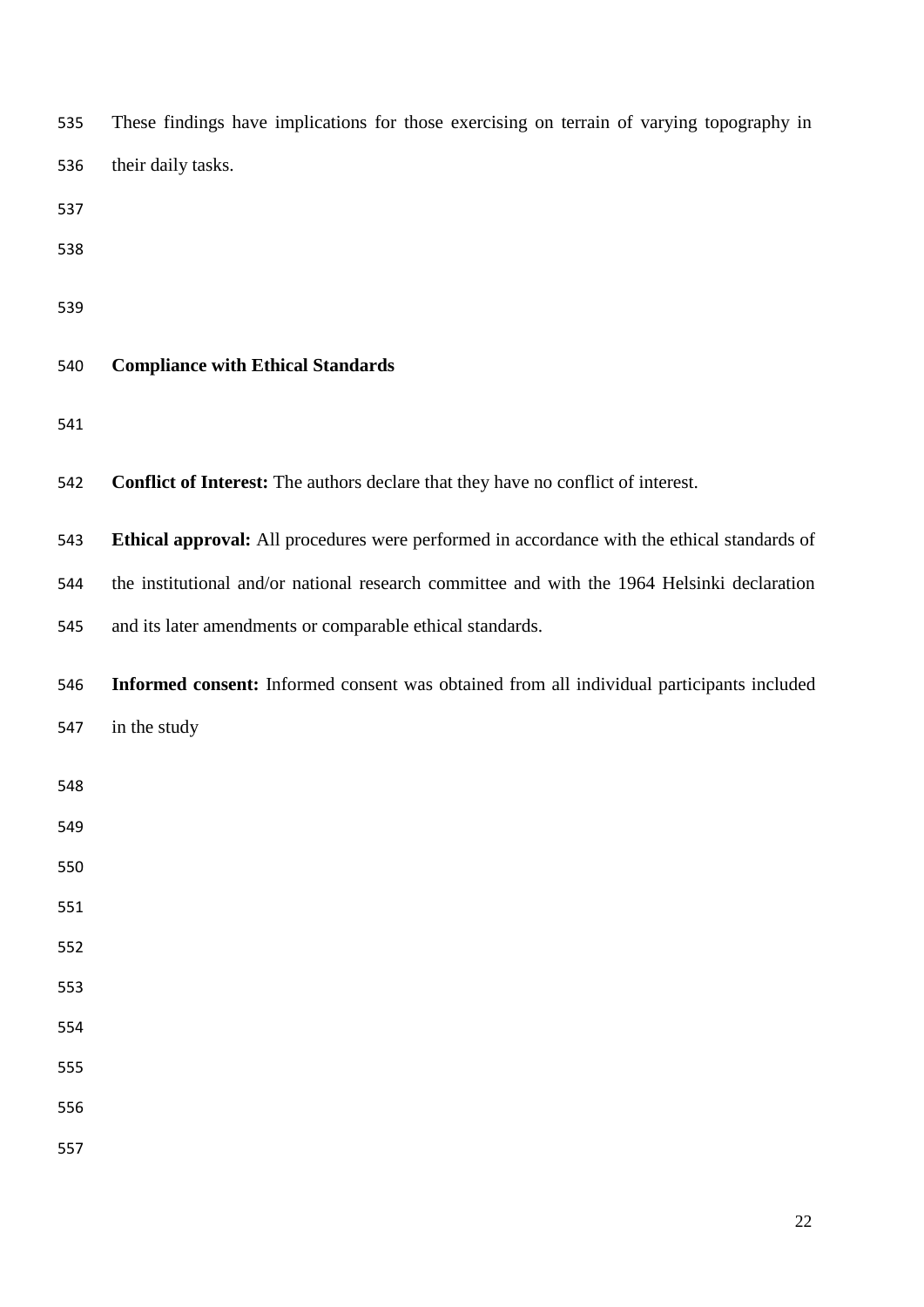These findings have implications for those exercising on terrain of varying topography in their daily tasks.

## Compliance with Ethical Standards

**Conflict of Interest:** The authors declare that they have no conflict of interest.

**Ethical approval:** All procedures were performed in accordance with the ethical standards of the institutional and/or national research committee and with the 1964 Helsinki declaration and its later amendments or comparable ethical standards.

**Informed consent:** Informed consent was obtained from all individual participants included in the study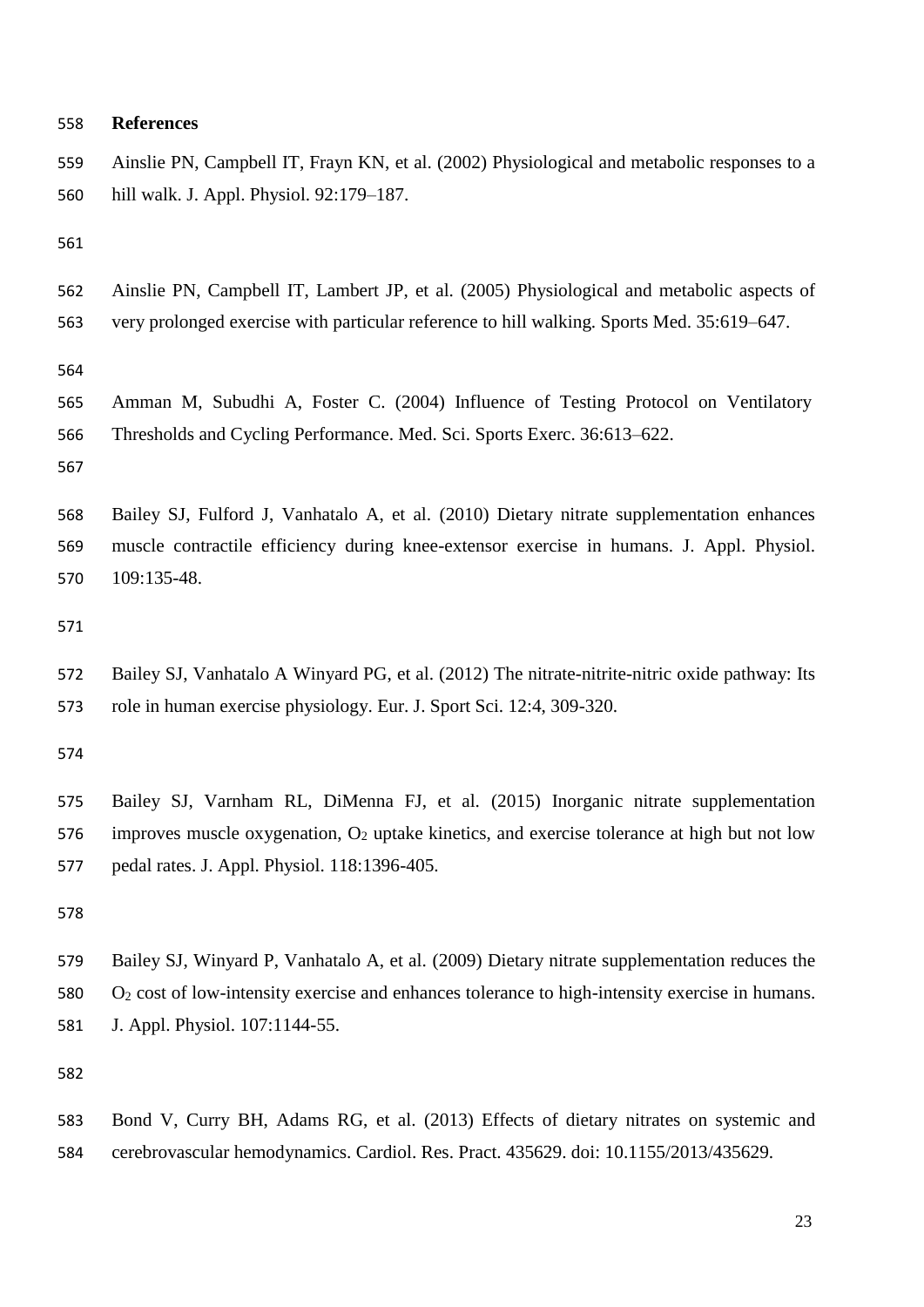## References

Ainslie PN, Campbell IT, Frayn KN, et al. (2002) Physiological and metabolic responses to a hill walk. J. Appl. Physiol. 92:179–187.

Ainslie PN, Campbell IT, Lambert JP, et al. (2005) Physiological and metabolic aspects of very prolonged exercise with particular reference to hill walking. Sports Med. 35:619–647.

Amman M, Subudhi A, Foster C. (2004) Influence of Testing Protocol on Ventilatory Thresholds and Cycling Performance. Med. Sci. Sports Exerc. 36:613–622.

Bailey SJ, Fulford J, Vanhatalo A, et al. (2010) Dietary nitrate supplementation enhances muscle contractile efficiency during knee-extensor exercise in humans. J. Appl. Physiol. 109:135-48.

Bailey SJ, Vanhatalo A Winyard PG, et al. (2012) The nitrate-nitrite-nitric oxide pathway: Its role in human exercise physiology. Eur. J. Sport Sci. 12:4, 309-320.

Bailey SJ, Varnham RL, DiMenna FJ, et al. (2015) Inorganic nitrate supplementation improves muscle oxygenation, $O_2$ uptake kinetics, and exercise tolerance at high but not low pedal rates. J. Appl. Physiol. 118:1396-405.

Bailey SJ, Winyard P, Vanhatalo A, et al. (2009) Dietary nitrate supplementation reduces the $O_2$ cost of low-intensity exercise and enhances tolerance to high-intensity exercise in humans. J. Appl. Physiol. 107:1144-55.

Bond V, Curry BH, Adams RG, et al. (2013) Effects of dietary nitrates on systemic and cerebrovascular hemodynamics. Cardiol. Res. Pract. 435629. doi: 10.1155/2013/435629.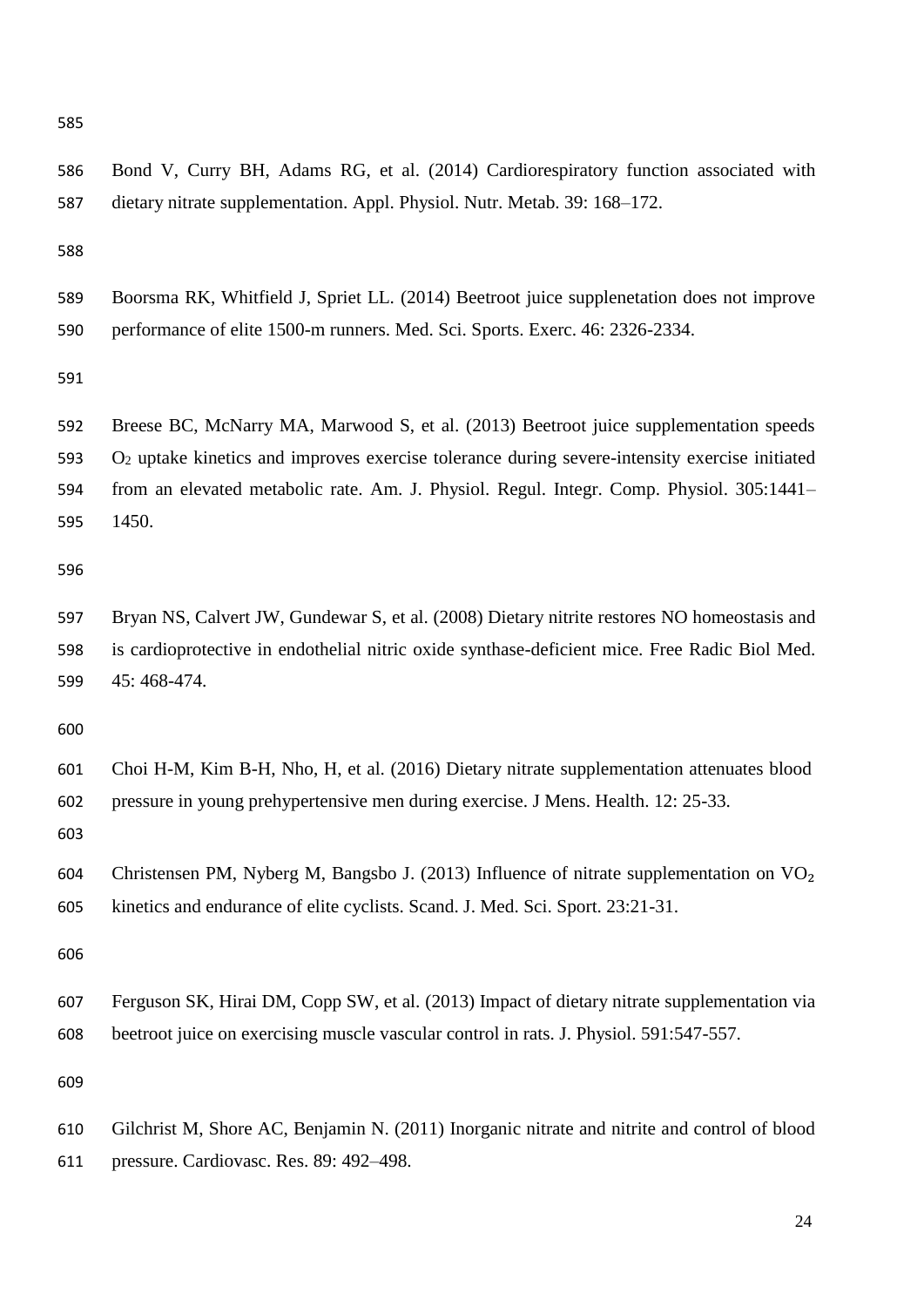Bond V, Curry BH, Adams RG, et al. (2014) Cardiorespiratory function associated with dietary nitrate supplementation. Appl. Physiol. Nutr. Metab. 39: 168–172.

Boorsma RK, Whitfield J, Spriet LL. (2014) Beetroot juice supplenetation does not improve performance of elite 1500-m runners. Med. Sci. Sports. Exerc. 46: 2326-2334.

Breese BC, McNarry MA, Marwood S, et al. (2013) Beetroot juice supplementation speeds $O_2$ uptake kinetics and improves exercise tolerance during severe-intensity exercise initiated from an elevated metabolic rate. Am. J. Physiol. Regul. Integr. Comp. Physiol. 305:1441–1450.

Bryan NS, Calvert JW, Gundewar S, et al. (2008) Dietary nitrite restores NO homeostasis and is cardioprotective in endothelial nitric oxide synthase-deficient mice. Free Radic Biol Med. 45: 468-474.

Choi H-M, Kim B-H, Nho, H, et al. (2016) Dietary nitrate supplementation attenuates blood pressure in young prehypertensive men during exercise. J Mens. Health. 12: 25-33.

Christensen PM, Nyberg M, Bangsbo J. (2013) Influence of nitrate supplementation on $VO_2$ kinetics and endurance of elite cyclists. Scand. J. Med. Sci. Sport. 23:21-31.

Ferguson SK, Hirai DM, Copp SW, et al. (2013) Impact of dietary nitrate supplementation via beetroot juice on exercising muscle vascular control in rats. J. Physiol. 591:547-557.

Gilchrist M, Shore AC, Benjamin N. (2011) Inorganic nitrate and nitrite and control of blood pressure. Cardiovasc. Res. 89: 492–498.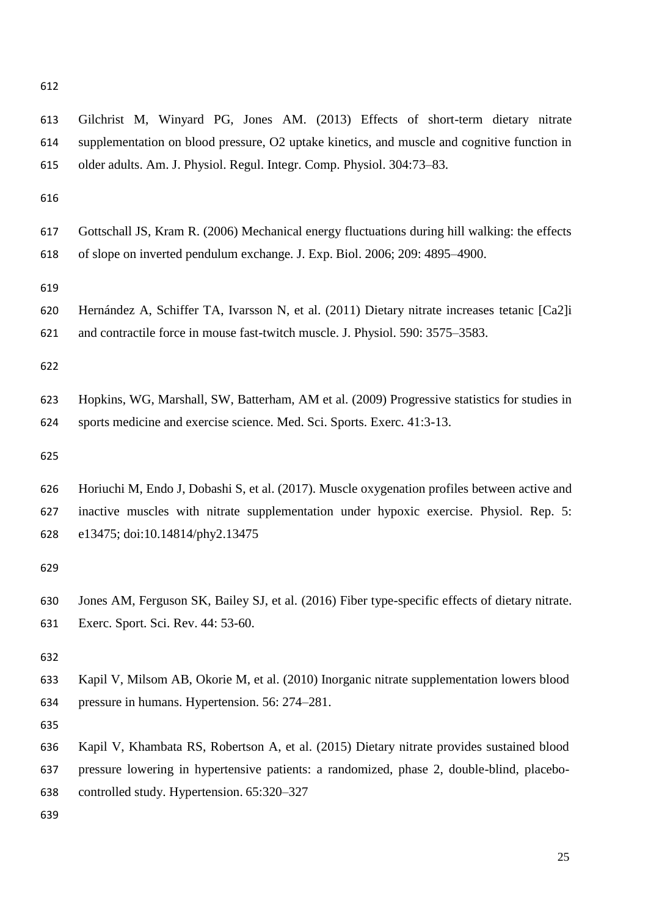Gilchrist M, Winyard PG, Jones AM. (2013) Effects of short-term dietary nitrate supplementation on blood pressure, O2 uptake kinetics, and muscle and cognitive function in older adults. Am. J. Physiol. Regul. Integr. Comp. Physiol. 304:73–83.

Gottschall JS, Kram R. (2006) Mechanical energy fluctuations during hill walking: the effects of slope on inverted pendulum exchange. J. Exp. Biol. 2006; 209: 4895–4900.

Hernández A, Schiffer TA, Ivarsson N, et al. (2011) Dietary nitrate increases tetanic [Ca2]i and contractile force in mouse fast-twitch muscle. J. Physiol. 590: 3575–3583.

Hopkins, WG, Marshall, SW, Batterham, AM et al. (2009) Progressive statistics for studies in sports medicine and exercise science. Med. Sci. Sports. Exerc. 41:3-13.

Horiuchi M, Endo J, Dobashi S, et al. (2017). Muscle oxygenation profiles between active and inactive muscles with nitrate supplementation under hypoxic exercise. Physiol. Rep. 5: e13475; doi:10.14814/phy2.13475

Jones AM, Ferguson SK, Bailey SJ, et al. (2016) Fiber type-specific effects of dietary nitrate. Exerc. Sport. Sci. Rev. 44: 53-60.

Kapil V, Milsom AB, Okorie M, et al. (2010) Inorganic nitrate supplementation lowers blood pressure in humans. Hypertension. 56: 274–281.

Kapil V, Khambata RS, Robertson A, et al. (2015) Dietary nitrate provides sustained blood pressure lowering in hypertensive patients: a randomized, phase 2, double-blind, placebo-controlled study. Hypertension. 65:320–327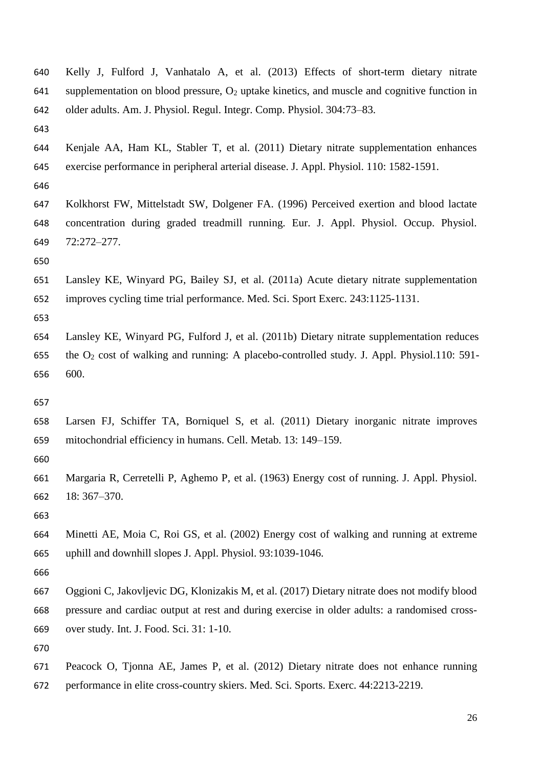Kelly J, Fulford J, Vanhatalo A, et al. (2013) Effects of short-term dietary nitrate supplementation on blood pressure, $O_2$ uptake kinetics, and muscle and cognitive function in older adults. Am. J. Physiol. Regul. Integr. Comp. Physiol. 304:73–83.

Kenjale AA, Ham KL, Stabler T, et al. (2011) Dietary nitrate supplementation enhances exercise performance in peripheral arterial disease. J. Appl. Physiol. 110: 1582-1591.

Kolkhorst FW, Mittelstadt SW, Dolgener FA. (1996) Perceived exertion and blood lactate concentration during graded treadmill running. Eur. J. Appl. Physiol. Occup. Physiol. 72:272–277.

Lansley KE, Winyard PG, Bailey SJ, et al. (2011a) Acute dietary nitrate supplementation improves cycling time trial performance. Med. Sci. Sport Exerc. 243:1125-1131.

Lansley KE, Winyard PG, Fulford J, et al. (2011b) Dietary nitrate supplementation reduces the $O_2$ cost of walking and running: A placebo-controlled study. J. Appl. Physiol.110: 591-600.

Larsen FJ, Schiffer TA, Borniquel S, et al. (2011) Dietary inorganic nitrate improves mitochondrial efficiency in humans. Cell. Metab. 13: 149–159.

Margaria R, Cerretelli P, Aghemo P, et al. (1963) Energy cost of running. J. Appl. Physiol. 18: 367–370.

Minetti AE, Moia C, Roi GS, et al. (2002) Energy cost of walking and running at extreme uphill and downhill slopes J. Appl. Physiol. 93:1039-1046.

Oggioni C, Jakovljevic DG, Klonizakis M, et al. (2017) Dietary nitrate does not modify blood pressure and cardiac output at rest and during exercise in older adults: a randomised cross-over study. Int. J. Food. Sci. 31: 1-10.

Peacock O, Tjonna AE, James P, et al. (2012) Dietary nitrate does not enhance running performance in elite cross-country skiers. Med. Sci. Sports. Exerc. 44:2213-2219.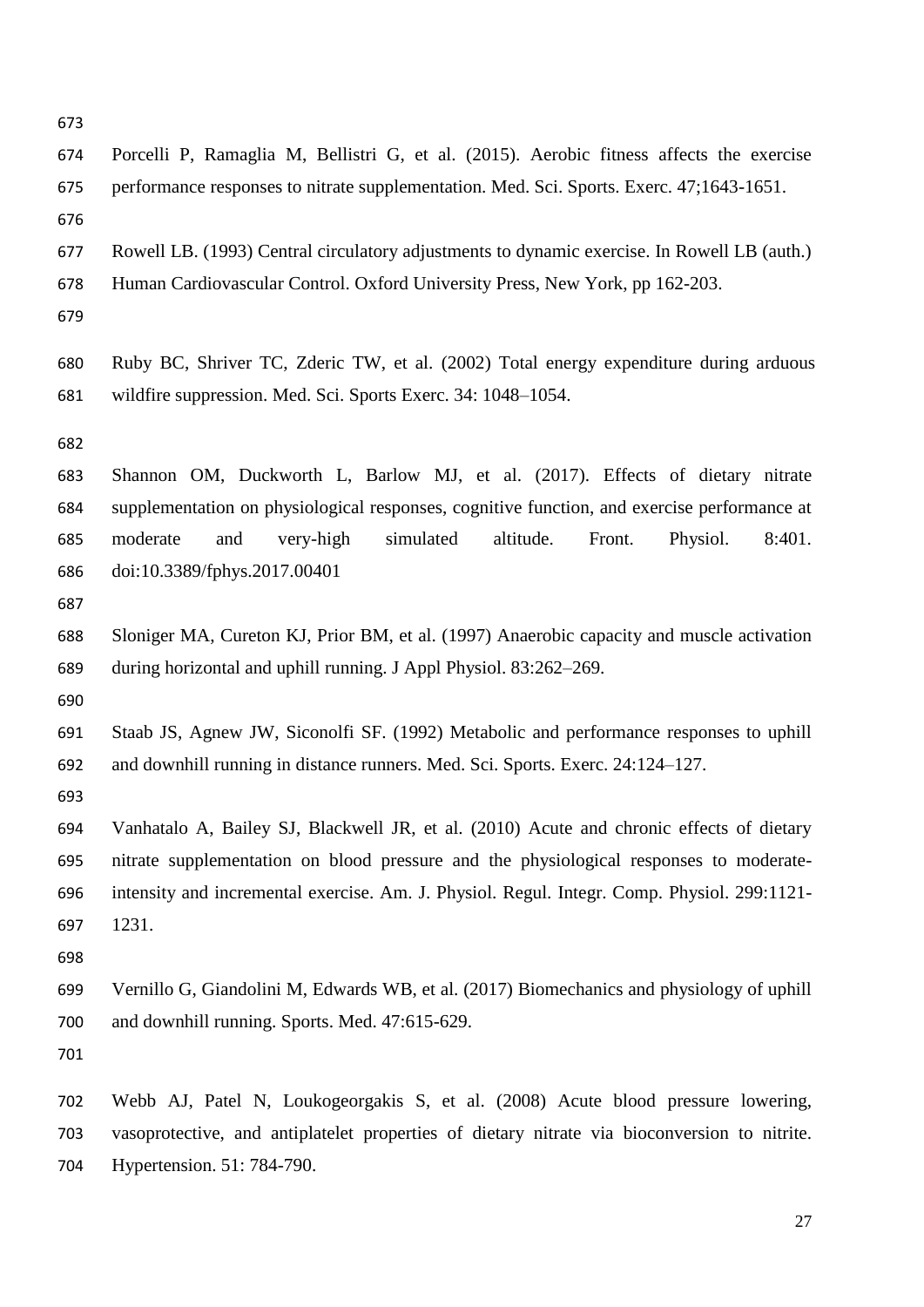Porcelli P, Ramaglia M, Bellistri G, et al. (2015). Aerobic fitness affects the exercise performance responses to nitrate supplementation. Med. Sci. Sports. Exerc. 47;1643-1651.

Rowell LB. (1993) Central circulatory adjustments to dynamic exercise. In Rowell LB (auth.) Human Cardiovascular Control. Oxford University Press, New York, pp 162-203.

Ruby BC, Shriver TC, Zderic TW, et al. (2002) Total energy expenditure during arduous wildfire suppression. Med. Sci. Sports Exerc. 34: 1048–1054.

Shannon OM, Duckworth L, Barlow MJ, et al. (2017). Effects of dietary nitrate supplementation on physiological responses, cognitive function, and exercise performance at moderate and very-high simulated altitude. Front. Physiol. 8:401. doi:10.3389/fphys.2017.00401

Sloniger MA, Cureton KJ, Prior BM, et al. (1997) Anaerobic capacity and muscle activation during horizontal and uphill running. J Appl Physiol. 83:262–269.

Staab JS, Agnew JW, Siconolfi SF. (1992) Metabolic and performance responses to uphill and downhill running in distance runners. Med. Sci. Sports. Exerc. 24:124–127.

Vanhatalo A, Bailey SJ, Blackwell JR, et al. (2010) Acute and chronic effects of dietary nitrate supplementation on blood pressure and the physiological responses to moderate-intensity and incremental exercise. Am. J. Physiol. Regul. Integr. Comp. Physiol. 299:1121-1231.

Vernillo G, Giandolini M, Edwards WB, et al. (2017) Biomechanics and physiology of uphill and downhill running. Sports. Med. 47:615-629.

Webb AJ, Patel N, Loukogeorgakis S, et al. (2008) Acute blood pressure lowering, vasoprotective, and antiplatelet properties of dietary nitrate via bioconversion to nitrite. Hypertension. 51: 784-790.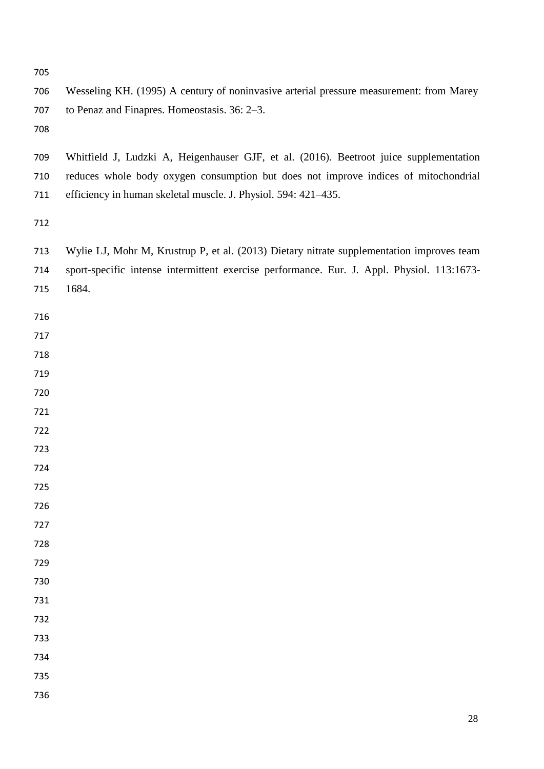Wesseling KH. (1995) A century of noninvasive arterial pressure measurement: from Marey to Penaz and Finapres. Homeostasis. 36: 2–3.

Whitfield J, Ludzki A, Heigenhauser GJF, et al. (2016). Beetroot juice supplementation reduces whole body oxygen consumption but does not improve indices of mitochondrial efficiency in human skeletal muscle. J. Physiol. 594: 421–435.

Wylie LJ, Mohr M, Krustrup P, et al. (2013) Dietary nitrate supplementation improves team sport-specific intense intermittent exercise performance. Eur. J. Appl. Physiol. 113:1673-1684.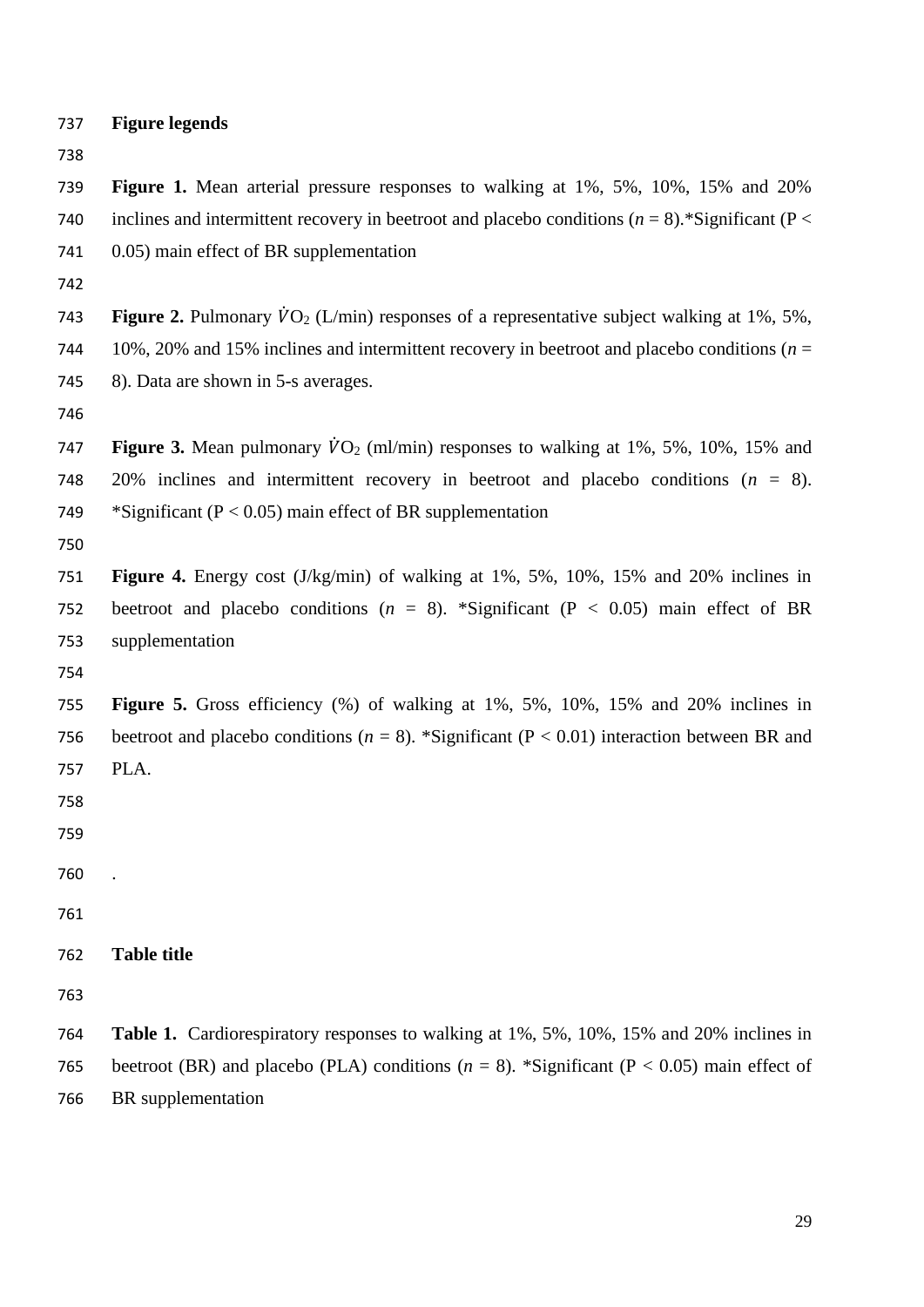**Figure legends**

**Figure 1.** Mean arterial pressure responses to walking at 1%, 5%, 10%, 15% and 20% inclines and intermittent recovery in beetroot and placebo conditions (*n* = 8).*Significant ($P < 0.05$) main effect of BR supplementation

**Figure 2.** Pulmonary $\dot{V}O_2$ (L/min) responses of a representative subject walking at 1%, 5%, 10%, 20% and 15% inclines and intermittent recovery in beetroot and placebo conditions (*n* = 8). Data are shown in 5-s averages.

**Figure 3.** Mean pulmonary $\dot{V}O_2$ (ml/min) responses to walking at 1%, 5%, 10%, 15% and 20% inclines and intermittent recovery in beetroot and placebo conditions (*n* = 8). *Significant ($P < 0.05$) main effect of BR supplementation

**Figure 4.** Energy cost (J/kg/min) of walking at 1%, 5%, 10%, 15% and 20% inclines in beetroot and placebo conditions (*n* = 8). *Significant ($P < 0.05$) main effect of BR supplementation

**Figure 5.** Gross efficiency (%) of walking at 1%, 5%, 10%, 15% and 20% inclines in beetroot and placebo conditions (*n* = 8). *Significant ($P < 0.01$) interaction between BR and PLA.

.

**Table title**

**Table 1.** Cardiorespiratory responses to walking at 1%, 5%, 10%, 15% and 20% inclines in beetroot (BR) and placebo (PLA) conditions (*n* = 8). *Significant ($P < 0.05$) main effect of BR supplementation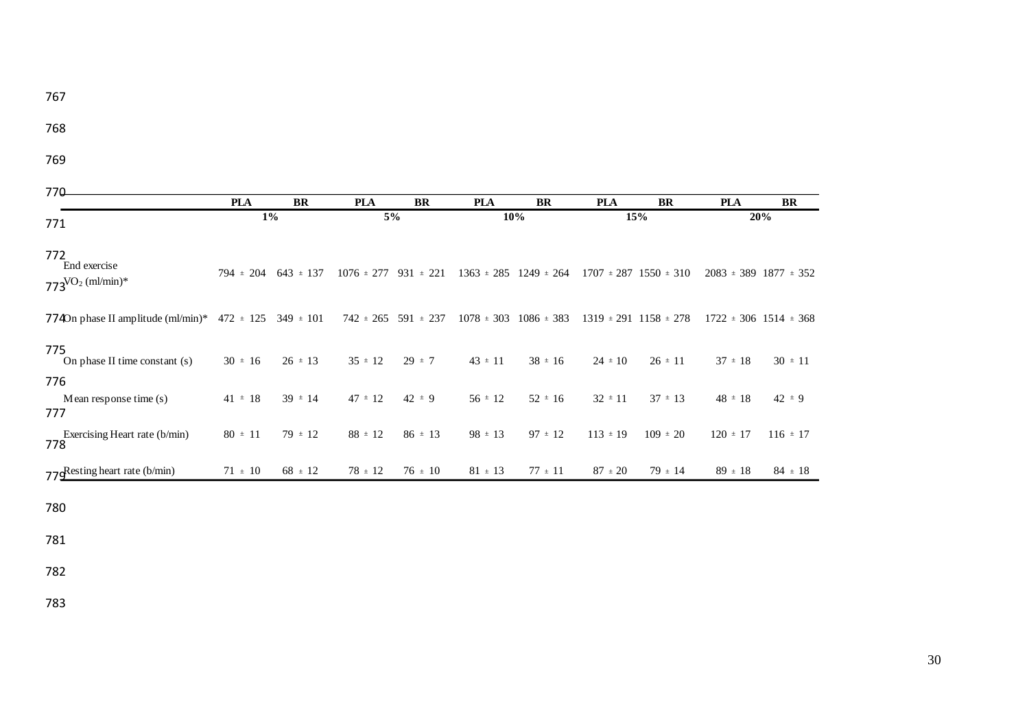| | PLA | BR | PLA | BR | PLA | BR | PLA | BR | PLA | BR |
|---|---|---|---|---|---|---|---|---|---|---|
| | 1% | | 5% | | 10% | | 15% | | 20% | |
| End exercise $VO_2$ (ml/min)* | 794 ± 204 | 643 ± 137 | 1076 ± 277 | 931 ± 221 | 1363 ± 285 | 1249 ± 264 | 1707 ± 287 | 1550 ± 310 | 2083 ± 389 | 1877 ± 352 |
| On phase II amplitude (ml/min)* | 472 ± 125 | 349 ± 101 | 742 ± 265 | 591 ± 237 | 1078 ± 303 | 1086 ± 383 | 1319 ± 291 | 1158 ± 278 | 1722 ± 306 | 1514 ± 368 |
| On phase II time constant (s) | 30 ± 16 | 26 ± 13 | 35 ± 12 | 29 ± 7 | 43 ± 11 | 38 ± 16 | 24 ± 10 | 26 ± 11 | 37 ± 18 | 30 ± 11 |
| Mean response time (s) | 41 ± 18 | 39 ± 14 | 47 ± 12 | 42 ± 9 | 56 ± 12 | 52 ± 16 | 32 ± 11 | 37 ± 13 | 48 ± 18 | 42 ± 9 |
| Exercising Heart rate (b/min) | 80 ± 11 | 79 ± 12 | 88 ± 12 | 86 ± 13 | 98 ± 13 | 97 ± 12 | 113 ± 19 | 109 ± 20 | 120 ± 17 | 116 ± 17 |
| Resting heart rate (b/min) | 71 ± 10 | 68 ± 12 | 78 ± 12 | 76 ± 10 | 81 ± 13 | 77 ± 11 | 87 ± 20 | 79 ± 14 | 89 ± 18 | 84 ± 18 |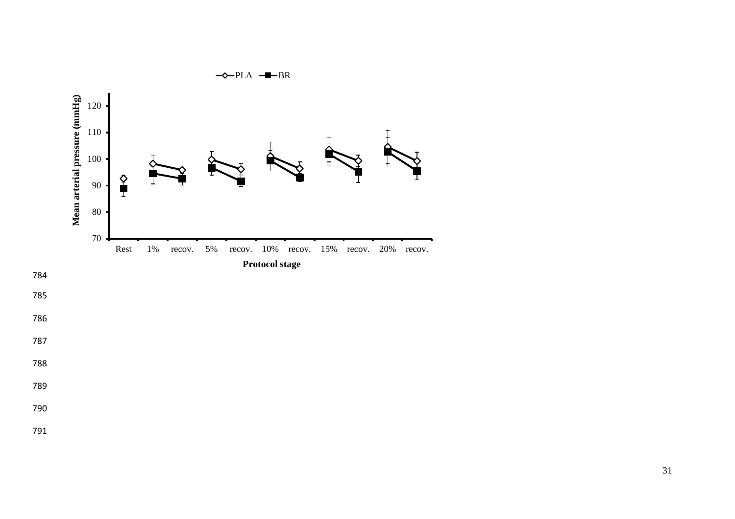PLA BR

Mean arterial pressure (mmHg)

120
110
100
90
80
70

Rest 1% recov. 5% recov. 10% recov. 15% recov. 20% recov.

Protocol stage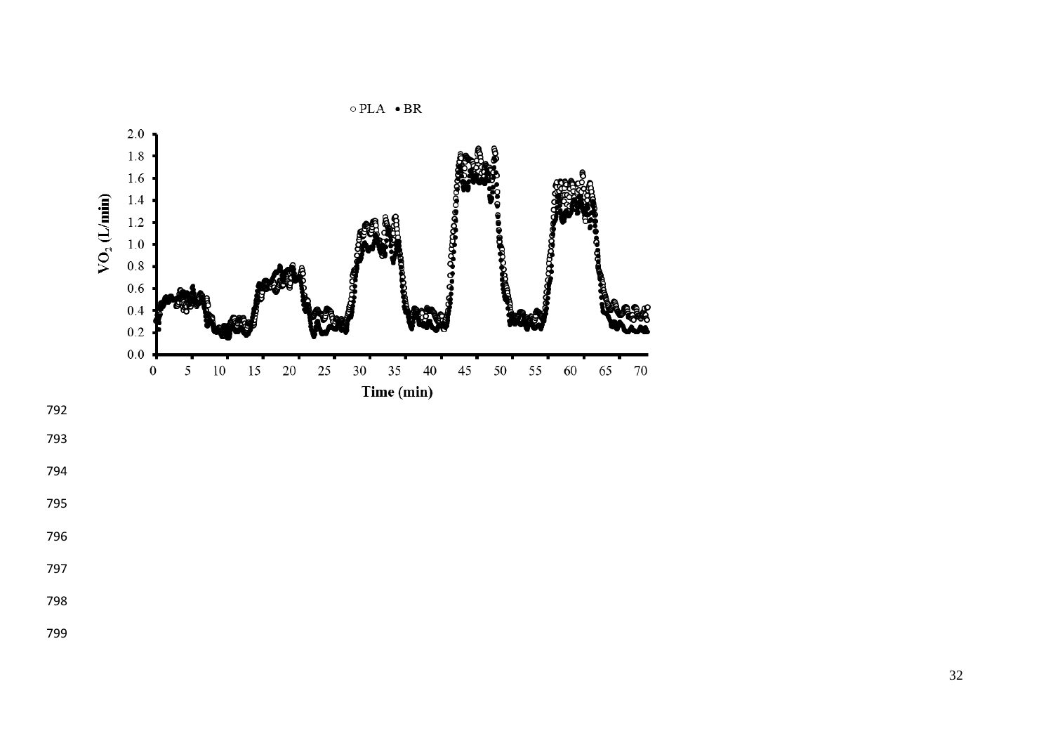○ PLA • BR

$VO_2$ (L/min)

Time (min)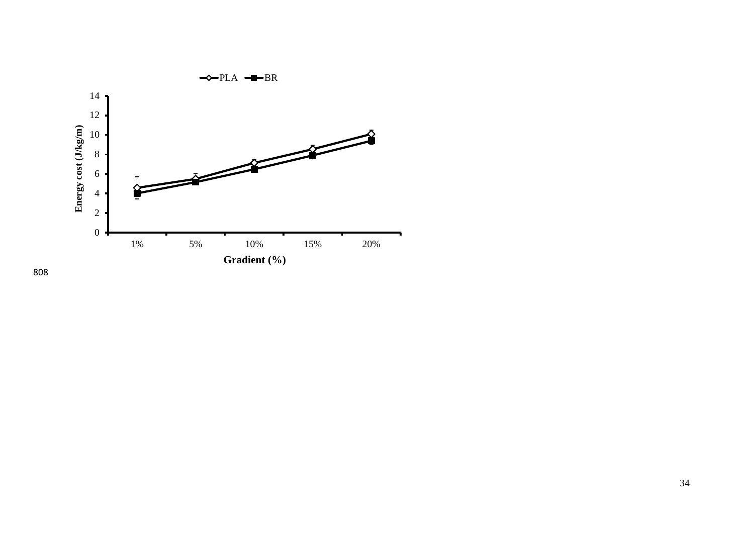PLA BR

14
12
10
8
6
4
2
0

Energy cost (J/kg/m)

1% 5% 10% 15% 20%

Gradient (%)

808